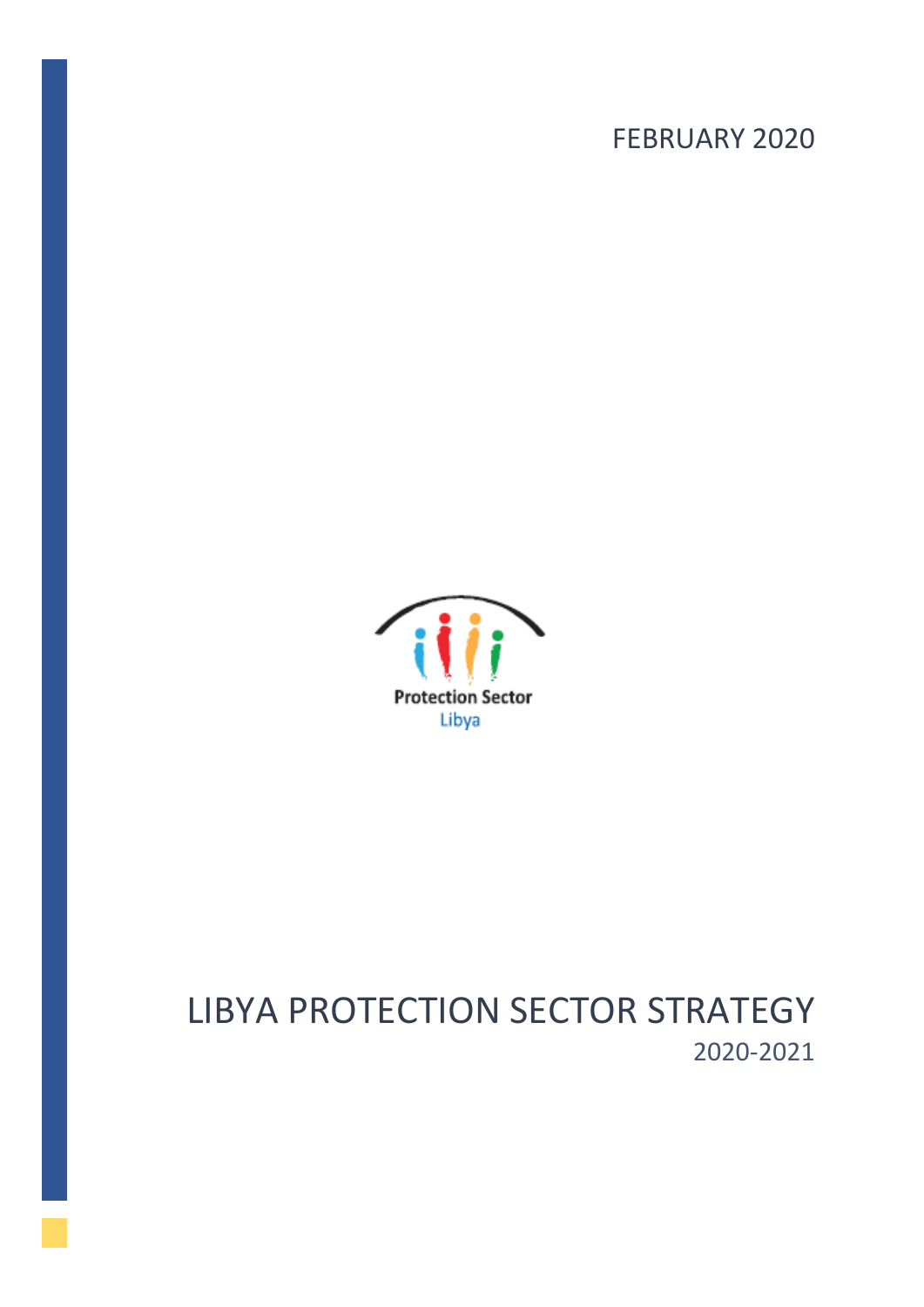FEBRUARY 2020

Protection Sector
Libya

# LIBYA PROTECTION SECTOR STRATEGY

2020-2021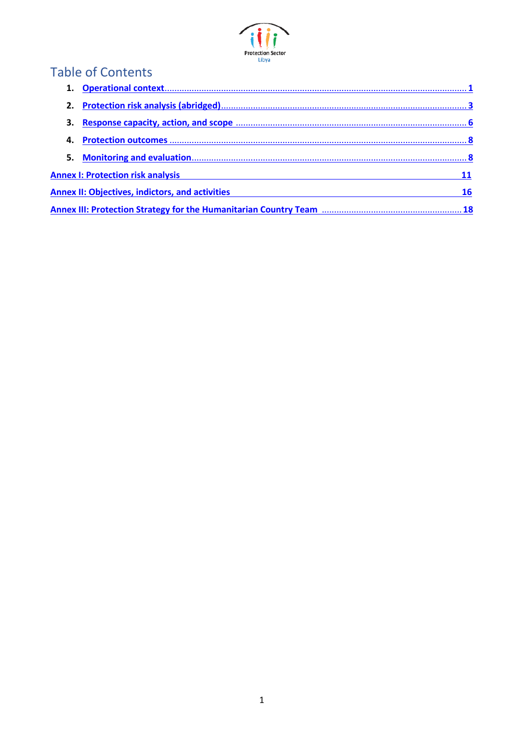Protection Sector
Libya

# Table of Contents

1. **Operational context** ..... 1
2. **Protection risk analysis (abridged)** ..... 3
3. **Response capacity, action, and scope** ..... 6
4. **Protection outcomes** ..... 8
5. **Monitoring and evaluation** ..... 8

**Annex I: Protection risk analysis** ..... 11

**Annex II: Objectives, indictors, and activities** ..... 16

**Annex III: Protection Strategy for the Humanitarian Country Team** ..... 18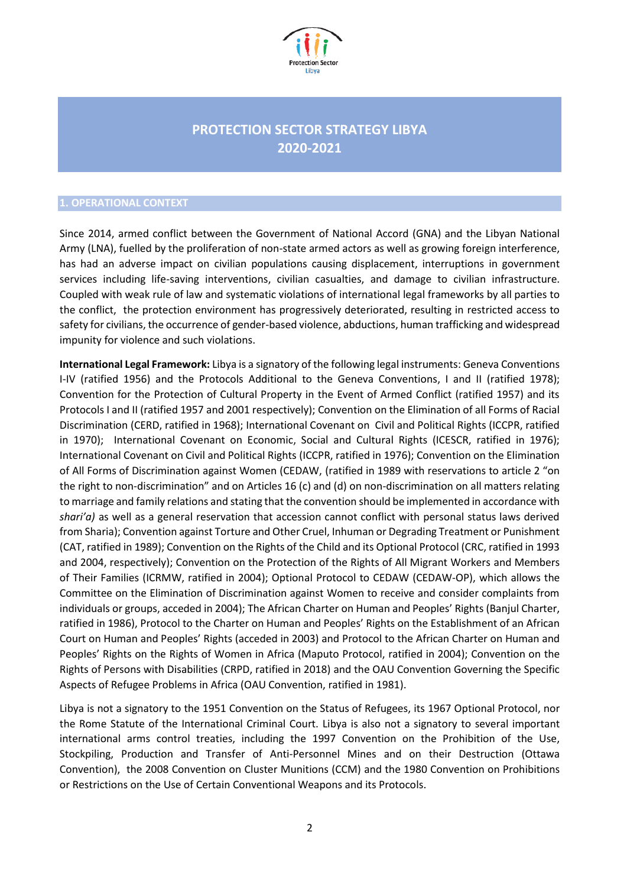# PROTECTION SECTOR STRATEGY LIBYA 2020-2021

## 1. OPERATIONAL CONTEXT

Since 2014, armed conflict between the Government of National Accord (GNA) and the Libyan National Army (LNA), fuelled by the proliferation of non-state armed actors as well as growing foreign interference, has had an adverse impact on civilian populations causing displacement, interruptions in government services including life-saving interventions, civilian casualties, and damage to civilian infrastructure. Coupled with weak rule of law and systematic violations of international legal frameworks by all parties to the conflict, the protection environment has progressively deteriorated, resulting in restricted access to safety for civilians, the occurrence of gender-based violence, abductions, human trafficking and widespread impunity for violence and such violations.

**International Legal Framework:** Libya is a signatory of the following legal instruments: Geneva Conventions I-IV (ratified 1956) and the Protocols Additional to the Geneva Conventions, I and II (ratified 1978); Convention for the Protection of Cultural Property in the Event of Armed Conflict (ratified 1957) and its Protocols I and II (ratified 1957 and 2001 respectively); Convention on the Elimination of all Forms of Racial Discrimination (CERD, ratified in 1968); International Covenant on Civil and Political Rights (ICCPR, ratified in 1970); International Covenant on Economic, Social and Cultural Rights (ICESCR, ratified in 1976); International Covenant on Civil and Political Rights (ICCPR, ratified in 1976); Convention on the Elimination of All Forms of Discrimination against Women (CEDAW, (ratified in 1989 with reservations to article 2 "on the right to non-discrimination" and on Articles 16 (c) and (d) on non-discrimination on all matters relating to marriage and family relations and stating that the convention should be implemented in accordance with *shari'a)* as well as a general reservation that accession cannot conflict with personal status laws derived from Sharia); Convention against Torture and Other Cruel, Inhuman or Degrading Treatment or Punishment (CAT, ratified in 1989); Convention on the Rights of the Child and its Optional Protocol (CRC, ratified in 1993 and 2004, respectively); Convention on the Protection of the Rights of All Migrant Workers and Members of Their Families (ICRMW, ratified in 2004); Optional Protocol to CEDAW (CEDAW-OP), which allows the Committee on the Elimination of Discrimination against Women to receive and consider complaints from individuals or groups, acceded in 2004); The African Charter on Human and Peoples' Rights (Banjul Charter, ratified in 1986), Protocol to the Charter on Human and Peoples' Rights on the Establishment of an African Court on Human and Peoples' Rights (acceded in 2003) and Protocol to the African Charter on Human and Peoples' Rights on the Rights of Women in Africa (Maputo Protocol, ratified in 2004); Convention on the Rights of Persons with Disabilities (CRPD, ratified in 2018) and the OAU Convention Governing the Specific Aspects of Refugee Problems in Africa (OAU Convention, ratified in 1981).

Libya is not a signatory to the 1951 Convention on the Status of Refugees, its 1967 Optional Protocol, nor the Rome Statute of the International Criminal Court. Libya is also not a signatory to several important international arms control treaties, including the 1997 Convention on the Prohibition of the Use, Stockpiling, Production and Transfer of Anti-Personnel Mines and on their Destruction (Ottawa Convention), the 2008 Convention on Cluster Munitions (CCM) and the 1980 Convention on Prohibitions or Restrictions on the Use of Certain Conventional Weapons and its Protocols.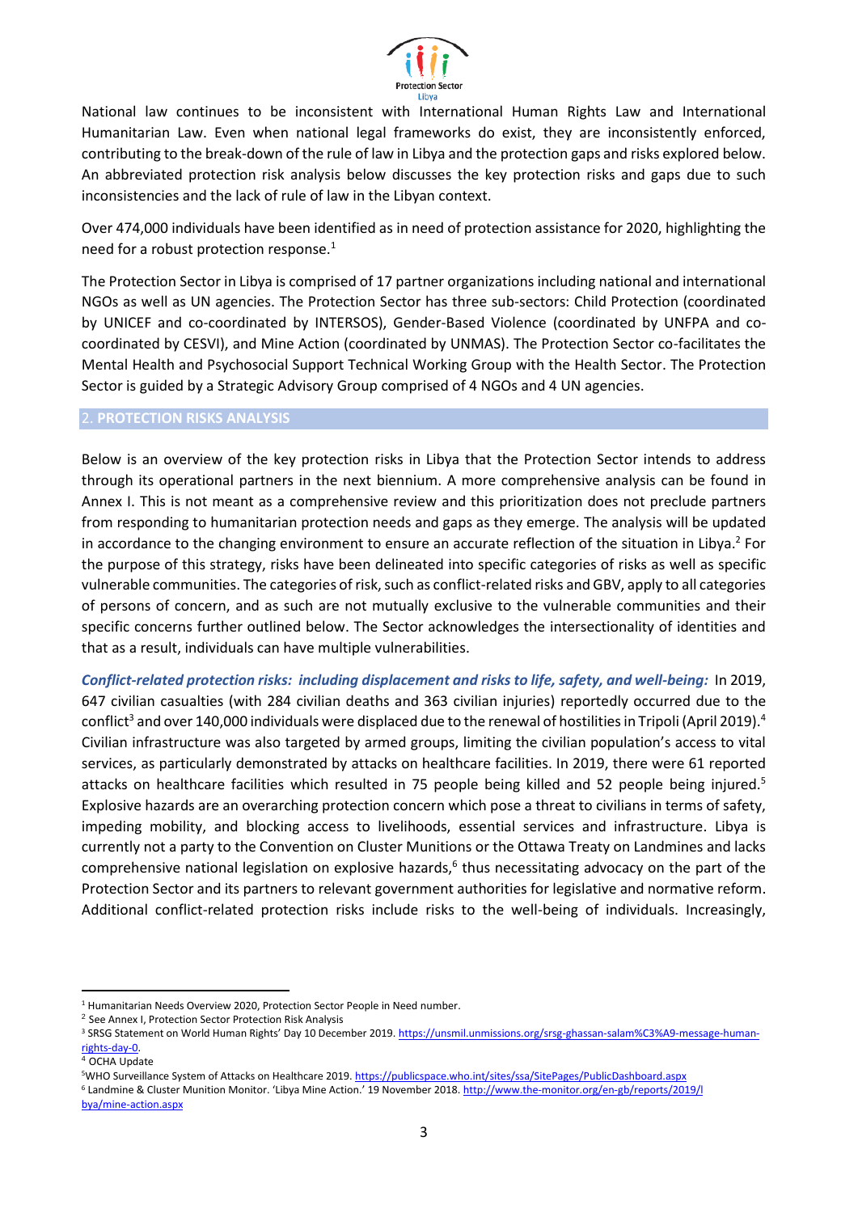National law continues to be inconsistent with International Human Rights Law and International Humanitarian Law. Even when national legal frameworks do exist, they are inconsistently enforced, contributing to the break-down of the rule of law in Libya and the protection gaps and risks explored below. An abbreviated protection risk analysis below discusses the key protection risks and gaps due to such inconsistencies and the lack of rule of law in the Libyan context.

Over 474,000 individuals have been identified as in need of protection assistance for 2020, highlighting the need for a robust protection response.[1]

The Protection Sector in Libya is comprised of 17 partner organizations including national and international NGOs as well as UN agencies. The Protection Sector has three sub-sectors: Child Protection (coordinated by UNICEF and co-coordinated by INTERSOS), Gender-Based Violence (coordinated by UNFPA and co-coordinated by CESVI), and Mine Action (coordinated by UNMAS). The Protection Sector co-facilitates the Mental Health and Psychosocial Support Technical Working Group with the Health Sector. The Protection Sector is guided by a Strategic Advisory Group comprised of 4 NGOs and 4 UN agencies.

## 2. PROTECTION RISKS ANALYSIS

Below is an overview of the key protection risks in Libya that the Protection Sector intends to address through its operational partners in the next biennium. A more comprehensive analysis can be found in Annex I. This is not meant as a comprehensive review and this prioritization does not preclude partners from responding to humanitarian protection needs and gaps as they emerge. The analysis will be updated in accordance to the changing environment to ensure an accurate reflection of the situation in Libya.[2] For the purpose of this strategy, risks have been delineated into specific categories of risks as well as specific vulnerable communities. The categories of risk, such as conflict-related risks and GBV, apply to all categories of persons of concern, and as such are not mutually exclusive to the vulnerable communities and their specific concerns further outlined below. The Sector acknowledges the intersectionality of identities and that as a result, individuals can have multiple vulnerabilities.

***Conflict-related protection risks: including displacement and risks to life, safety, and well-being:*** In 2019, 647 civilian casualties (with 284 civilian deaths and 363 civilian injuries) reportedly occurred due to the conflict[3] and over 140,000 individuals were displaced due to the renewal of hostilities in Tripoli (April 2019).[4] Civilian infrastructure was also targeted by armed groups, limiting the civilian population's access to vital services, as particularly demonstrated by attacks on healthcare facilities. In 2019, there were 61 reported attacks on healthcare facilities which resulted in 75 people being killed and 52 people being injured.[5] Explosive hazards are an overarching protection concern which pose a threat to civilians in terms of safety, impeding mobility, and blocking access to livelihoods, essential services and infrastructure. Libya is currently not a party to the Convention on Cluster Munitions or the Ottawa Treaty on Landmines and lacks comprehensive national legislation on explosive hazards,[6] thus necessitating advocacy on the part of the Protection Sector and its partners to relevant government authorities for legislative and normative reform. Additional conflict-related protection risks include risks to the well-being of individuals. Increasingly,

---

[1] Humanitarian Needs Overview 2020, Protection Sector People in Need number.

[2] See Annex I, Protection Sector Protection Risk Analysis

[3] SRSG Statement on World Human Rights' Day 10 December 2019. https://unsmil.unmissions.org/srsg-ghassan-salam%C3%A9-message-human-rights-day-0.

[4] OCHA Update

[5] WHO Surveillance System of Attacks on Healthcare 2019. https://publicspace.who.int/sites/ssa/SitePages/PublicDashboard.aspx

[6] Landmine & Cluster Munition Monitor. 'Libya Mine Action.' 19 November 2018. http://www.the-monitor.org/en-gb/reports/2019/libya/mine-action.aspx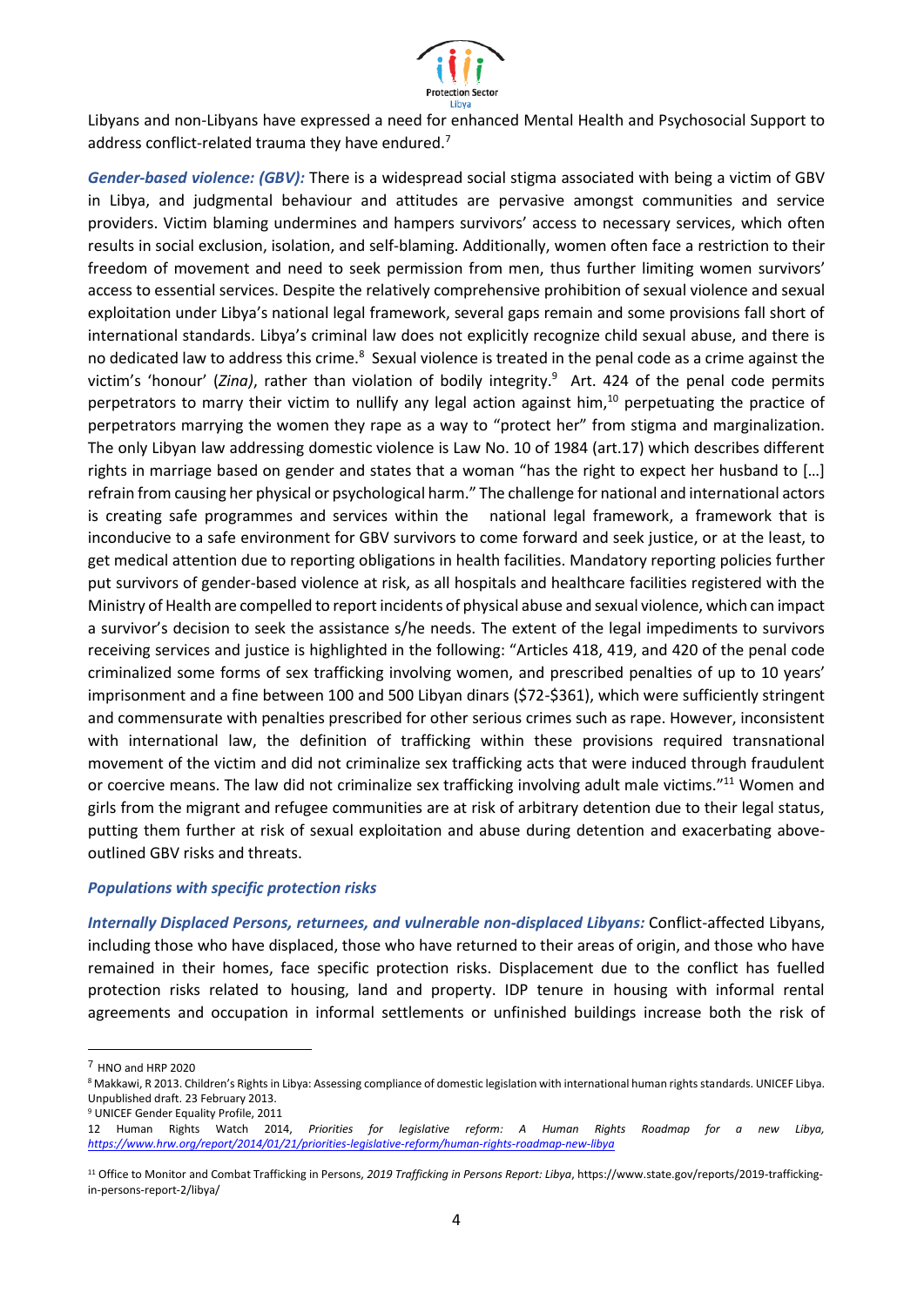Libyans and non-Libyans have expressed a need for enhanced Mental Health and Psychosocial Support to address conflict-related trauma they have endured.[7]

***Gender-based violence: (GBV):*** There is a widespread social stigma associated with being a victim of GBV in Libya, and judgmental behaviour and attitudes are pervasive amongst communities and service providers. Victim blaming undermines and hampers survivors' access to necessary services, which often results in social exclusion, isolation, and self-blaming. Additionally, women often face a restriction to their freedom of movement and need to seek permission from men, thus further limiting women survivors' access to essential services. Despite the relatively comprehensive prohibition of sexual violence and sexual exploitation under Libya's national legal framework, several gaps remain and some provisions fall short of international standards. Libya's criminal law does not explicitly recognize child sexual abuse, and there is no dedicated law to address this crime.[8] Sexual violence is treated in the penal code as a crime against the victim's 'honour' (*Zina)*, rather than violation of bodily integrity.[9] Art. 424 of the penal code permits perpetrators to marry their victim to nullify any legal action against him,[10] perpetuating the practice of perpetrators marrying the women they rape as a way to "protect her" from stigma and marginalization. The only Libyan law addressing domestic violence is Law No. 10 of 1984 (art.17) which describes different rights in marriage based on gender and states that a woman "has the right to expect her husband to […] refrain from causing her physical or psychological harm." The challenge for national and international actors is creating safe programmes and services within the national legal framework, a framework that is inconducive to a safe environment for GBV survivors to come forward and seek justice, or at the least, to get medical attention due to reporting obligations in health facilities. Mandatory reporting policies further put survivors of gender-based violence at risk, as all hospitals and healthcare facilities registered with the Ministry of Health are compelled to report incidents of physical abuse and sexual violence, which can impact a survivor's decision to seek the assistance s/he needs. The extent of the legal impediments to survivors receiving services and justice is highlighted in the following: "Articles 418, 419, and 420 of the penal code criminalized some forms of sex trafficking involving women, and prescribed penalties of up to 10 years' imprisonment and a fine between 100 and 500 Libyan dinars ($72-$361), which were sufficiently stringent and commensurate with penalties prescribed for other serious crimes such as rape. However, inconsistent with international law, the definition of trafficking within these provisions required transnational movement of the victim and did not criminalize sex trafficking acts that were induced through fraudulent or coercive means. The law did not criminalize sex trafficking involving adult male victims."[11] Women and girls from the migrant and refugee communities are at risk of arbitrary detention due to their legal status, putting them further at risk of sexual exploitation and abuse during detention and exacerbating above-outlined GBV risks and threats.

### *Populations with specific protection risks*

***Internally Displaced Persons, returnees, and vulnerable non-displaced Libyans:*** Conflict-affected Libyans, including those who have displaced, those who have returned to their areas of origin, and those who have remained in their homes, face specific protection risks. Displacement due to the conflict has fuelled protection risks related to housing, land and property. IDP tenure in housing with informal rental agreements and occupation in informal settlements or unfinished buildings increase both the risk of

---

[7] HNO and HRP 2020

[8] Makkawi, R 2013. Children's Rights in Libya: Assessing compliance of domestic legislation with international human rights standards. UNICEF Libya. Unpublished draft. 23 February 2013.

[9] UNICEF Gender Equality Profile, 2011

12 Human Rights Watch 2014, *Priorities for legislative reform: A Human Rights Roadmap for a new Libya, https://www.hrw.org/report/2014/01/21/priorities-legislative-reform/human-rights-roadmap-new-libya*

[11] Office to Monitor and Combat Trafficking in Persons, *2019 Trafficking in Persons Report: Libya*, https://www.state.gov/reports/2019-trafficking-in-persons-report-2/libya/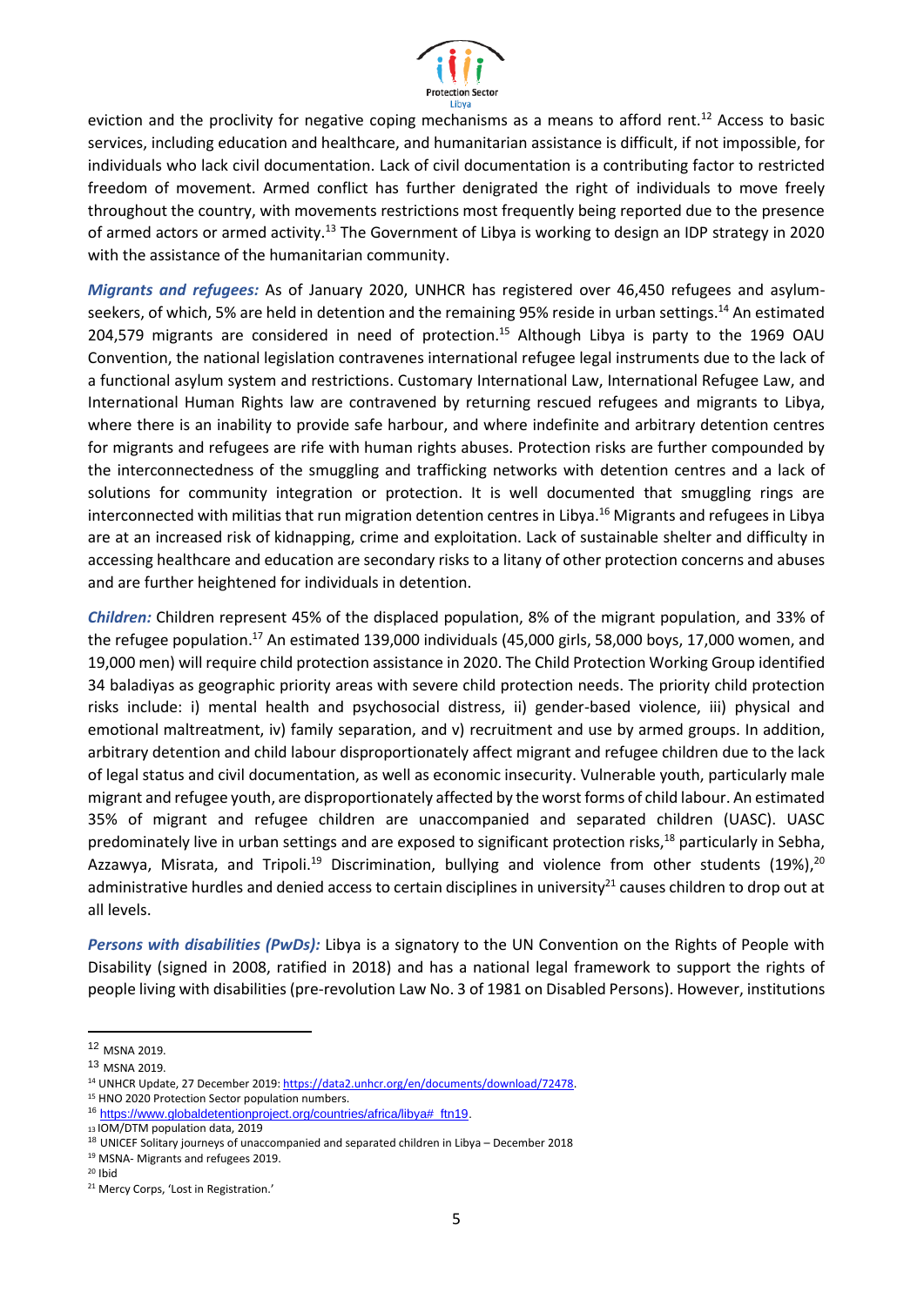eviction and the proclivity for negative coping mechanisms as a means to afford rent.[12] Access to basic services, including education and healthcare, and humanitarian assistance is difficult, if not impossible, for individuals who lack civil documentation. Lack of civil documentation is a contributing factor to restricted freedom of movement. Armed conflict has further denigrated the right of individuals to move freely throughout the country, with movements restrictions most frequently being reported due to the presence of armed actors or armed activity.[13] The Government of Libya is working to design an IDP strategy in 2020 with the assistance of the humanitarian community.

***Migrants and refugees:*** As of January 2020, UNHCR has registered over 46,450 refugees and asylum-seekers, of which, 5% are held in detention and the remaining 95% reside in urban settings.[14] An estimated 204,579 migrants are considered in need of protection.[15] Although Libya is party to the 1969 OAU Convention, the national legislation contravenes international refugee legal instruments due to the lack of a functional asylum system and restrictions. Customary International Law, International Refugee Law, and International Human Rights law are contravened by returning rescued refugees and migrants to Libya, where there is an inability to provide safe harbour, and where indefinite and arbitrary detention centres for migrants and refugees are rife with human rights abuses. Protection risks are further compounded by the interconnectedness of the smuggling and trafficking networks with detention centres and a lack of solutions for community integration or protection. It is well documented that smuggling rings are interconnected with militias that run migration detention centres in Libya.[16] Migrants and refugees in Libya are at an increased risk of kidnapping, crime and exploitation. Lack of sustainable shelter and difficulty in accessing healthcare and education are secondary risks to a litany of other protection concerns and abuses and are further heightened for individuals in detention.

***Children:*** Children represent 45% of the displaced population, 8% of the migrant population, and 33% of the refugee population.[17] An estimated 139,000 individuals (45,000 girls, 58,000 boys, 17,000 women, and 19,000 men) will require child protection assistance in 2020. The Child Protection Working Group identified 34 baladiyas as geographic priority areas with severe child protection needs. The priority child protection risks include: i) mental health and psychosocial distress, ii) gender-based violence, iii) physical and emotional maltreatment, iv) family separation, and v) recruitment and use by armed groups. In addition, arbitrary detention and child labour disproportionately affect migrant and refugee children due to the lack of legal status and civil documentation, as well as economic insecurity. Vulnerable youth, particularly male migrant and refugee youth, are disproportionately affected by the worst forms of child labour. An estimated 35% of migrant and refugee children are unaccompanied and separated children (UASC). UASC predominately live in urban settings and are exposed to significant protection risks,[18] particularly in Sebha, Azzawya, Misrata, and Tripoli.[19] Discrimination, bullying and violence from other students (19%),[20] administrative hurdles and denied access to certain disciplines in university[21] causes children to drop out at all levels.

***Persons with disabilities (PwDs):*** Libya is a signatory to the UN Convention on the Rights of People with Disability (signed in 2008, ratified in 2018) and has a national legal framework to support the rights of people living with disabilities (pre-revolution Law No. 3 of 1981 on Disabled Persons). However, institutions

---

[12] MSNA 2019.
[13] MSNA 2019.
[14] UNHCR Update, 27 December 2019: https://data2.unhcr.org/en/documents/download/72478.
[15] HNO 2020 Protection Sector population numbers.
[16] https://www.globaldetentionproject.org/countries/africa/libya#_ftn19.
[13] IOM/DTM population data, 2019
[18] UNICEF Solitary journeys of unaccompanied and separated children in Libya – December 2018
[19] MSNA- Migrants and refugees 2019.
[20] Ibid
[21] Mercy Corps, 'Lost in Registration.'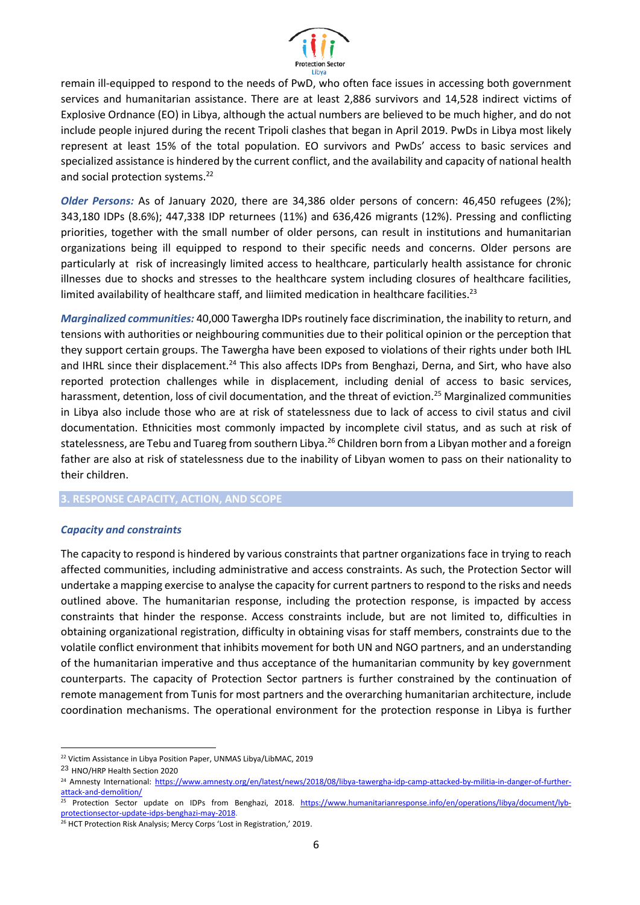remain ill-equipped to respond to the needs of PwD, who often face issues in accessing both government services and humanitarian assistance. There are at least 2,886 survivors and 14,528 indirect victims of Explosive Ordnance (EO) in Libya, although the actual numbers are believed to be much higher, and do not include people injured during the recent Tripoli clashes that began in April 2019. PwDs in Libya most likely represent at least 15% of the total population. EO survivors and PwDs' access to basic services and specialized assistance is hindered by the current conflict, and the availability and capacity of national health and social protection systems.[22]

***Older Persons:*** As of January 2020, there are 34,386 older persons of concern: 46,450 refugees (2%); 343,180 IDPs (8.6%); 447,338 IDP returnees (11%) and 636,426 migrants (12%). Pressing and conflicting priorities, together with the small number of older persons, can result in institutions and humanitarian organizations being ill equipped to respond to their specific needs and concerns. Older persons are particularly at risk of increasingly limited access to healthcare, particularly health assistance for chronic illnesses due to shocks and stresses to the healthcare system including closures of healthcare facilities, limited availability of healthcare staff, and liimited medication in healthcare facilities.[23]

***Marginalized communities:*** 40,000 Tawergha IDPs routinely face discrimination, the inability to return, and tensions with authorities or neighbouring communities due to their political opinion or the perception that they support certain groups. The Tawergha have been exposed to violations of their rights under both IHL and IHRL since their displacement.[24] This also affects IDPs from Benghazi, Derna, and Sirt, who have also reported protection challenges while in displacement, including denial of access to basic services, harassment, detention, loss of civil documentation, and the threat of eviction.[25] Marginalized communities in Libya also include those who are at risk of statelessness due to lack of access to civil status and civil documentation. Ethnicities most commonly impacted by incomplete civil status, and as such at risk of statelessness, are Tebu and Tuareg from southern Libya.[26] Children born from a Libyan mother and a foreign father are also at risk of statelessness due to the inability of Libyan women to pass on their nationality to their children.

## 3. RESPONSE CAPACITY, ACTION, AND SCOPE

### *Capacity and constraints*

The capacity to respond is hindered by various constraints that partner organizations face in trying to reach affected communities, including administrative and access constraints. As such, the Protection Sector will undertake a mapping exercise to analyse the capacity for current partners to respond to the risks and needs outlined above. The humanitarian response, including the protection response, is impacted by access constraints that hinder the response. Access constraints include, but are not limited to, difficulties in obtaining organizational registration, difficulty in obtaining visas for staff members, constraints due to the volatile conflict environment that inhibits movement for both UN and NGO partners, and an understanding of the humanitarian imperative and thus acceptance of the humanitarian community by key government counterparts. The capacity of Protection Sector partners is further constrained by the continuation of remote management from Tunis for most partners and the overarching humanitarian architecture, include coordination mechanisms. The operational environment for the protection response in Libya is further

---

[22] Victim Assistance in Libya Position Paper, UNMAS Libya/LibMAC, 2019

[23] HNO/HRP Health Section 2020

[24] Amnesty International: https://www.amnesty.org/en/latest/news/2018/08/libya-tawergha-idp-camp-attacked-by-militia-in-danger-of-further-attack-and-demolition/

[25] Protection Sector update on IDPs from Benghazi, 2018. https://www.humanitarianresponse.info/en/operations/libya/document/lyb-protectionsector-update-idps-benghazi-may-2018.

[26] HCT Protection Risk Analysis; Mercy Corps 'Lost in Registration,' 2019.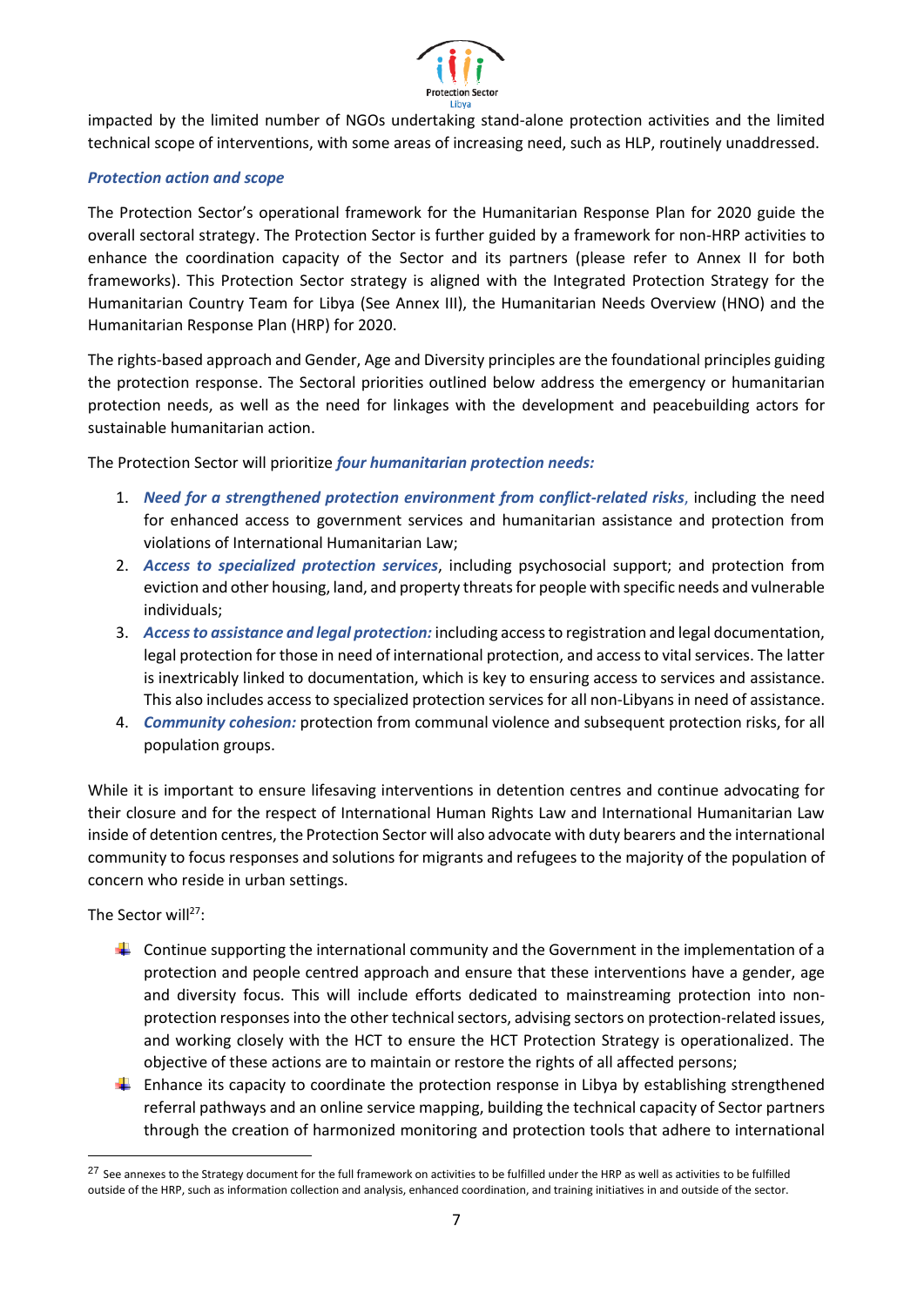impacted by the limited number of NGOs undertaking stand-alone protection activities and the limited technical scope of interventions, with some areas of increasing need, such as HLP, routinely unaddressed.

### *Protection action and scope*

The Protection Sector's operational framework for the Humanitarian Response Plan for 2020 guide the overall sectoral strategy. The Protection Sector is further guided by a framework for non-HRP activities to enhance the coordination capacity of the Sector and its partners (please refer to Annex II for both frameworks). This Protection Sector strategy is aligned with the Integrated Protection Strategy for the Humanitarian Country Team for Libya (See Annex III), the Humanitarian Needs Overview (HNO) and the Humanitarian Response Plan (HRP) for 2020.

The rights-based approach and Gender, Age and Diversity principles are the foundational principles guiding the protection response. The Sectoral priorities outlined below address the emergency or humanitarian protection needs, as well as the need for linkages with the development and peacebuilding actors for sustainable humanitarian action.

The Protection Sector will prioritize ***four humanitarian protection needs:***

1. ***Need for a strengthened protection environment from conflict-related risks***, including the need for enhanced access to government services and humanitarian assistance and protection from violations of International Humanitarian Law;
2. ***Access to specialized protection services***, including psychosocial support; and protection from eviction and other housing, land, and property threats for people with specific needs and vulnerable individuals;
3. ***Access to assistance and legal protection:*** including access to registration and legal documentation, legal protection for those in need of international protection, and access to vital services. The latter is inextricably linked to documentation, which is key to ensuring access to services and assistance. This also includes access to specialized protection services for all non-Libyans in need of assistance.
4. ***Community cohesion:*** protection from communal violence and subsequent protection risks, for all population groups.

While it is important to ensure lifesaving interventions in detention centres and continue advocating for their closure and for the respect of International Human Rights Law and International Humanitarian Law inside of detention centres, the Protection Sector will also advocate with duty bearers and the international community to focus responses and solutions for migrants and refugees to the majority of the population of concern who reside in urban settings.

The Sector will[27]:

- Continue supporting the international community and the Government in the implementation of a protection and people centred approach and ensure that these interventions have a gender, age and diversity focus. This will include efforts dedicated to mainstreaming protection into non-protection responses into the other technical sectors, advising sectors on protection-related issues, and working closely with the HCT to ensure the HCT Protection Strategy is operationalized. The objective of these actions are to maintain or restore the rights of all affected persons;
- Enhance its capacity to coordinate the protection response in Libya by establishing strengthened referral pathways and an online service mapping, building the technical capacity of Sector partners through the creation of harmonized monitoring and protection tools that adhere to international

[27] See annexes to the Strategy document for the full framework on activities to be fulfilled under the HRP as well as activities to be fulfilled outside of the HRP, such as information collection and analysis, enhanced coordination, and training initiatives in and outside of the sector.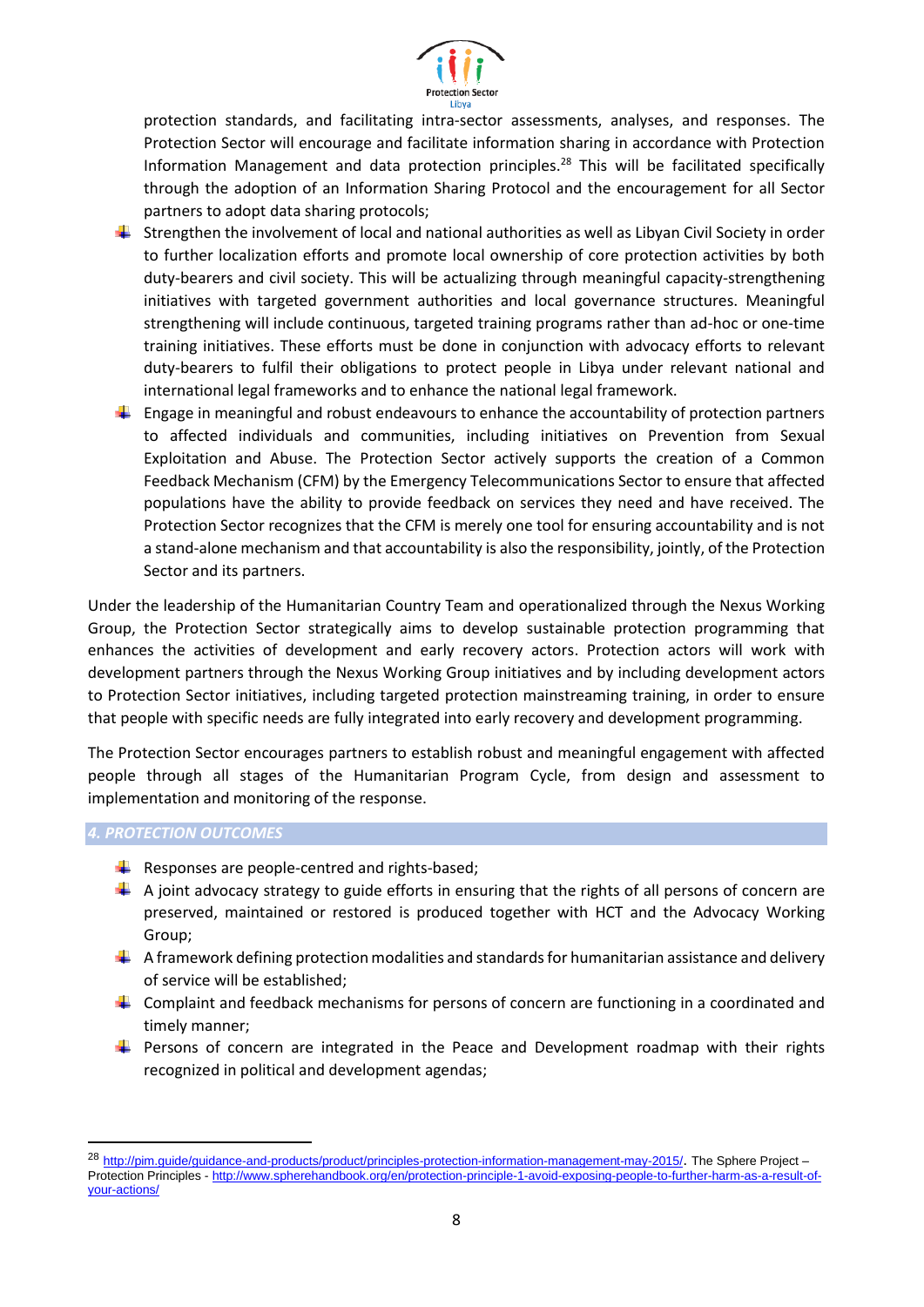protection standards, and facilitating intra-sector assessments, analyses, and responses. The Protection Sector will encourage and facilitate information sharing in accordance with Protection Information Management and data protection principles.[28] This will be facilitated specifically through the adoption of an Information Sharing Protocol and the encouragement for all Sector partners to adopt data sharing protocols;

- Strengthen the involvement of local and national authorities as well as Libyan Civil Society in order to further localization efforts and promote local ownership of core protection activities by both duty-bearers and civil society. This will be actualizing through meaningful capacity-strengthening initiatives with targeted government authorities and local governance structures. Meaningful strengthening will include continuous, targeted training programs rather than ad-hoc or one-time training initiatives. These efforts must be done in conjunction with advocacy efforts to relevant duty-bearers to fulfil their obligations to protect people in Libya under relevant national and international legal frameworks and to enhance the national legal framework.
- Engage in meaningful and robust endeavours to enhance the accountability of protection partners to affected individuals and communities, including initiatives on Prevention from Sexual Exploitation and Abuse. The Protection Sector actively supports the creation of a Common Feedback Mechanism (CFM) by the Emergency Telecommunications Sector to ensure that affected populations have the ability to provide feedback on services they need and have received. The Protection Sector recognizes that the CFM is merely one tool for ensuring accountability and is not a stand-alone mechanism and that accountability is also the responsibility, jointly, of the Protection Sector and its partners.

Under the leadership of the Humanitarian Country Team and operationalized through the Nexus Working Group, the Protection Sector strategically aims to develop sustainable protection programming that enhances the activities of development and early recovery actors. Protection actors will work with development partners through the Nexus Working Group initiatives and by including development actors to Protection Sector initiatives, including targeted protection mainstreaming training, in order to ensure that people with specific needs are fully integrated into early recovery and development programming.

The Protection Sector encourages partners to establish robust and meaningful engagement with affected people through all stages of the Humanitarian Program Cycle, from design and assessment to implementation and monitoring of the response.

## *4. PROTECTION OUTCOMES*

- Responses are people-centred and rights-based;
- A joint advocacy strategy to guide efforts in ensuring that the rights of all persons of concern are preserved, maintained or restored is produced together with HCT and the Advocacy Working Group;
- A framework defining protection modalities and standards for humanitarian assistance and delivery of service will be established;
- Complaint and feedback mechanisms for persons of concern are functioning in a coordinated and timely manner;
- Persons of concern are integrated in the Peace and Development roadmap with their rights recognized in political and development agendas;

---

[28] http://pim.guide/guidance-and-products/product/principles-protection-information-management-may-2015/. The Sphere Project – Protection Principles - http://www.spherehandbook.org/en/protection-principle-1-avoid-exposing-people-to-further-harm-as-a-result-of-your-actions/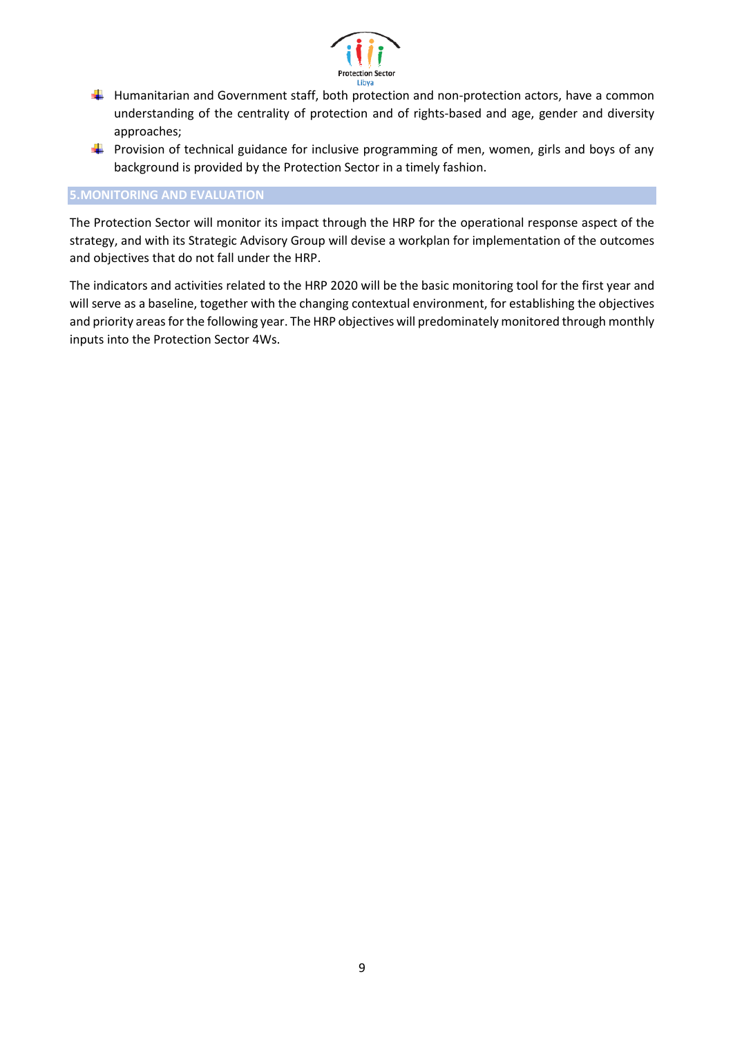- Humanitarian and Government staff, both protection and non-protection actors, have a common understanding of the centrality of protection and of rights-based and age, gender and diversity approaches;
- Provision of technical guidance for inclusive programming of men, women, girls and boys of any background is provided by the Protection Sector in a timely fashion.

## 5.MONITORING AND EVALUATION

The Protection Sector will monitor its impact through the HRP for the operational response aspect of the strategy, and with its Strategic Advisory Group will devise a workplan for implementation of the outcomes and objectives that do not fall under the HRP.

The indicators and activities related to the HRP 2020 will be the basic monitoring tool for the first year and will serve as a baseline, together with the changing contextual environment, for establishing the objectives and priority areas for the following year. The HRP objectives will predominately monitored through monthly inputs into the Protection Sector 4Ws.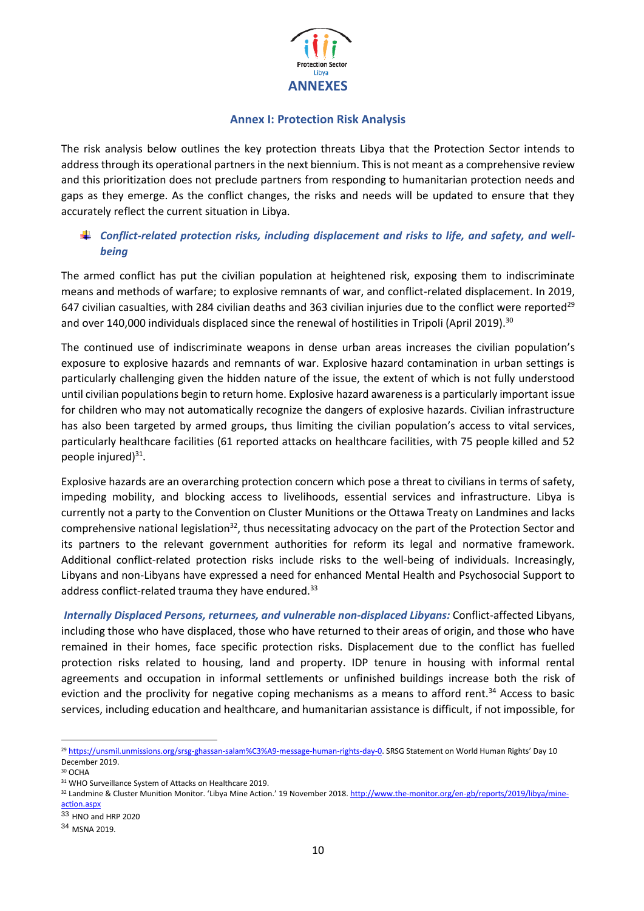# ANNEXES

## Annex I: Protection Risk Analysis

The risk analysis below outlines the key protection threats Libya that the Protection Sector intends to address through its operational partners in the next biennium. This is not meant as a comprehensive review and this prioritization does not preclude partners from responding to humanitarian protection needs and gaps as they emerge. As the conflict changes, the risks and needs will be updated to ensure that they accurately reflect the current situation in Libya.

### *Conflict-related protection risks, including displacement and risks to life, and safety, and well-being*

The armed conflict has put the civilian population at heightened risk, exposing them to indiscriminate means and methods of warfare; to explosive remnants of war, and conflict-related displacement. In 2019, 647 civilian casualties, with 284 civilian deaths and 363 civilian injuries due to the conflict were reported[29] and over 140,000 individuals displaced since the renewal of hostilities in Tripoli (April 2019).[30]

The continued use of indiscriminate weapons in dense urban areas increases the civilian population's exposure to explosive hazards and remnants of war. Explosive hazard contamination in urban settings is particularly challenging given the hidden nature of the issue, the extent of which is not fully understood until civilian populations begin to return home. Explosive hazard awareness is a particularly important issue for children who may not automatically recognize the dangers of explosive hazards. Civilian infrastructure has also been targeted by armed groups, thus limiting the civilian population's access to vital services, particularly healthcare facilities (61 reported attacks on healthcare facilities, with 75 people killed and 52 people injured)[31].

Explosive hazards are an overarching protection concern which pose a threat to civilians in terms of safety, impeding mobility, and blocking access to livelihoods, essential services and infrastructure. Libya is currently not a party to the Convention on Cluster Munitions or the Ottawa Treaty on Landmines and lacks comprehensive national legislation[32], thus necessitating advocacy on the part of the Protection Sector and its partners to the relevant government authorities for reform its legal and normative framework. Additional conflict-related protection risks include risks to the well-being of individuals. Increasingly, Libyans and non-Libyans have expressed a need for enhanced Mental Health and Psychosocial Support to address conflict-related trauma they have endured.[33]

***Internally Displaced Persons, returnees, and vulnerable non-displaced Libyans:*** Conflict-affected Libyans, including those who have displaced, those who have returned to their areas of origin, and those who have remained in their homes, face specific protection risks. Displacement due to the conflict has fuelled protection risks related to housing, land and property. IDP tenure in housing with informal rental agreements and occupation in informal settlements or unfinished buildings increase both the risk of eviction and the proclivity for negative coping mechanisms as a means to afford rent.[34] Access to basic services, including education and healthcare, and humanitarian assistance is difficult, if not impossible, for

---

[29] https://unsmil.unmissions.org/srsg-ghassan-salam%C3%A9-message-human-rights-day-0. SRSG Statement on World Human Rights' Day 10 December 2019.

[30] OCHA

[31] WHO Surveillance System of Attacks on Healthcare 2019.

[32] Landmine & Cluster Munition Monitor. 'Libya Mine Action.' 19 November 2018. http://www.the-monitor.org/en-gb/reports/2019/libya/mine-action.aspx

[33] HNO and HRP 2020

[34] MSNA 2019.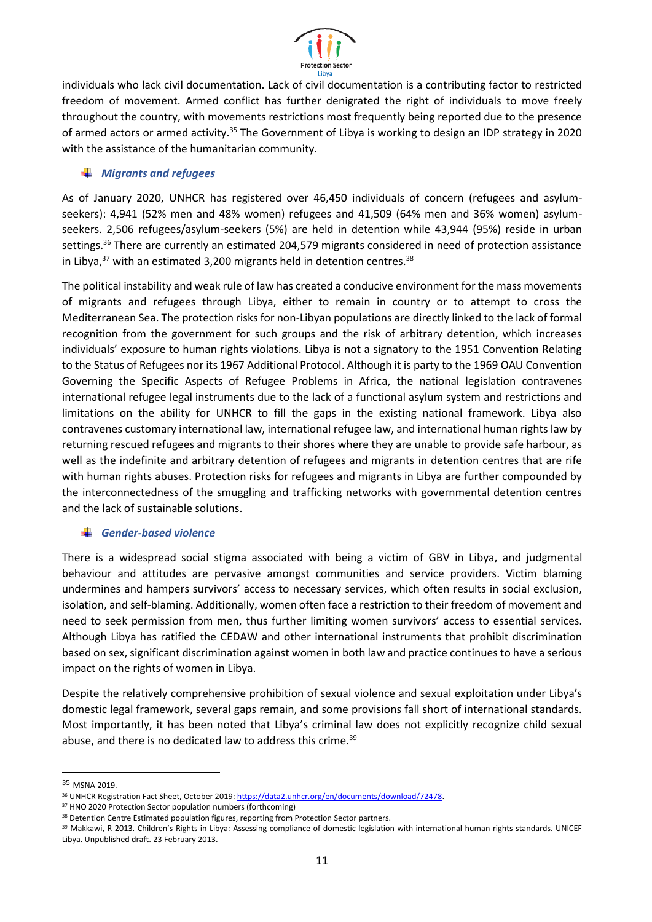individuals who lack civil documentation. Lack of civil documentation is a contributing factor to restricted freedom of movement. Armed conflict has further denigrated the right of individuals to move freely throughout the country, with movements restrictions most frequently being reported due to the presence of armed actors or armed activity.[35] The Government of Libya is working to design an IDP strategy in 2020 with the assistance of the humanitarian community.

### *Migrants and refugees*

As of January 2020, UNHCR has registered over 46,450 individuals of concern (refugees and asylum-seekers): 4,941 (52% men and 48% women) refugees and 41,509 (64% men and 36% women) asylum-seekers. 2,506 refugees/asylum-seekers (5%) are held in detention while 43,944 (95%) reside in urban settings.[36] There are currently an estimated 204,579 migrants considered in need of protection assistance in Libya,[37] with an estimated 3,200 migrants held in detention centres.[38]

The political instability and weak rule of law has created a conducive environment for the mass movements of migrants and refugees through Libya, either to remain in country or to attempt to cross the Mediterranean Sea. The protection risks for non-Libyan populations are directly linked to the lack of formal recognition from the government for such groups and the risk of arbitrary detention, which increases individuals' exposure to human rights violations. Libya is not a signatory to the 1951 Convention Relating to the Status of Refugees nor its 1967 Additional Protocol. Although it is party to the 1969 OAU Convention Governing the Specific Aspects of Refugee Problems in Africa, the national legislation contravenes international refugee legal instruments due to the lack of a functional asylum system and restrictions and limitations on the ability for UNHCR to fill the gaps in the existing national framework. Libya also contravenes customary international law, international refugee law, and international human rights law by returning rescued refugees and migrants to their shores where they are unable to provide safe harbour, as well as the indefinite and arbitrary detention of refugees and migrants in detention centres that are rife with human rights abuses. Protection risks for refugees and migrants in Libya are further compounded by the interconnectedness of the smuggling and trafficking networks with governmental detention centres and the lack of sustainable solutions.

### *Gender-based violence*

There is a widespread social stigma associated with being a victim of GBV in Libya, and judgmental behaviour and attitudes are pervasive amongst communities and service providers. Victim blaming undermines and hampers survivors' access to necessary services, which often results in social exclusion, isolation, and self-blaming. Additionally, women often face a restriction to their freedom of movement and need to seek permission from men, thus further limiting women survivors' access to essential services. Although Libya has ratified the CEDAW and other international instruments that prohibit discrimination based on sex, significant discrimination against women in both law and practice continues to have a serious impact on the rights of women in Libya.

Despite the relatively comprehensive prohibition of sexual violence and sexual exploitation under Libya's domestic legal framework, several gaps remain, and some provisions fall short of international standards. Most importantly, it has been noted that Libya's criminal law does not explicitly recognize child sexual abuse, and there is no dedicated law to address this crime.[39]

---

[35] MSNA 2019.

[36] UNHCR Registration Fact Sheet, October 2019: https://data2.unhcr.org/en/documents/download/72478.

[37] HNO 2020 Protection Sector population numbers (forthcoming)

[38] Detention Centre Estimated population figures, reporting from Protection Sector partners.

[39] Makkawi, R 2013. Children's Rights in Libya: Assessing compliance of domestic legislation with international human rights standards. UNICEF Libya. Unpublished draft. 23 February 2013.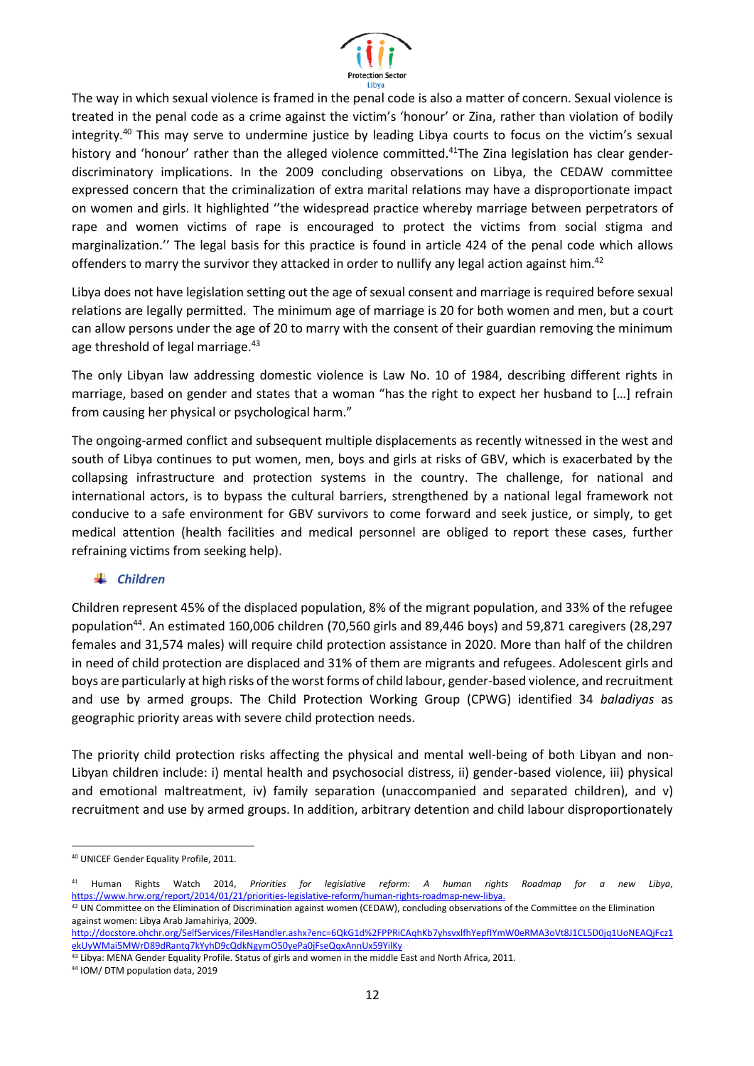The way in which sexual violence is framed in the penal code is also a matter of concern. Sexual violence is treated in the penal code as a crime against the victim's 'honour' or Zina, rather than violation of bodily integrity.[40] This may serve to undermine justice by leading Libya courts to focus on the victim's sexual history and 'honour' rather than the alleged violence committed.[41]The Zina legislation has clear gender-discriminatory implications. In the 2009 concluding observations on Libya, the CEDAW committee expressed concern that the criminalization of extra marital relations may have a disproportionate impact on women and girls. It highlighted ''the widespread practice whereby marriage between perpetrators of rape and women victims of rape is encouraged to protect the victims from social stigma and marginalization.'' The legal basis for this practice is found in article 424 of the penal code which allows offenders to marry the survivor they attacked in order to nullify any legal action against him.[42]

Libya does not have legislation setting out the age of sexual consent and marriage is required before sexual relations are legally permitted. The minimum age of marriage is 20 for both women and men, but a court can allow persons under the age of 20 to marry with the consent of their guardian removing the minimum age threshold of legal marriage.[43]

The only Libyan law addressing domestic violence is Law No. 10 of 1984, describing different rights in marriage, based on gender and states that a woman "has the right to expect her husband to […] refrain from causing her physical or psychological harm."

The ongoing-armed conflict and subsequent multiple displacements as recently witnessed in the west and south of Libya continues to put women, men, boys and girls at risks of GBV, which is exacerbated by the collapsing infrastructure and protection systems in the country. The challenge, for national and international actors, is to bypass the cultural barriers, strengthened by a national legal framework not conducive to a safe environment for GBV survivors to come forward and seek justice, or simply, to get medical attention (health facilities and medical personnel are obliged to report these cases, further refraining victims from seeking help).

### *Children*

Children represent 45% of the displaced population, 8% of the migrant population, and 33% of the refugee population[44]. An estimated 160,006 children (70,560 girls and 89,446 boys) and 59,871 caregivers (28,297 females and 31,574 males) will require child protection assistance in 2020. More than half of the children in need of child protection are displaced and 31% of them are migrants and refugees. Adolescent girls and boys are particularly at high risks of the worst forms of child labour, gender-based violence, and recruitment and use by armed groups. The Child Protection Working Group (CPWG) identified 34 *baladiyas* as geographic priority areas with severe child protection needs.

The priority child protection risks affecting the physical and mental well-being of both Libyan and non-Libyan children include: i) mental health and psychosocial distress, ii) gender-based violence, iii) physical and emotional maltreatment, iv) family separation (unaccompanied and separated children), and v) recruitment and use by armed groups. In addition, arbitrary detention and child labour disproportionately

---

[40] UNICEF Gender Equality Profile, 2011.

[41] Human Rights Watch 2014, *Priorities for legislative reform: A human rights Roadmap for a new Libya*, https://www.hrw.org/report/2014/01/21/priorities-legislative-reform/human-rights-roadmap-new-libya.

[42] UN Committee on the Elimination of Discrimination against women (CEDAW), concluding observations of the Committee on the Elimination against women: Libya Arab Jamahiriya, 2009. http://docstore.ohchr.org/SelfServices/FilesHandler.ashx?enc=6QkG1d%2FPPRiCAqhKb7yhsvxlfhYepflYmW0eRMA3oVt8J1CL5D0jq1UoNEAQjFcz1ekUyWMai5MWrD89dRantq7kYyhD9cQdkNgymO50yePa0jFseQqxAnnUx59YilKy

[43] Libya: MENA Gender Equality Profile. Status of girls and women in the middle East and North Africa, 2011.

[44] IOM/ DTM population data, 2019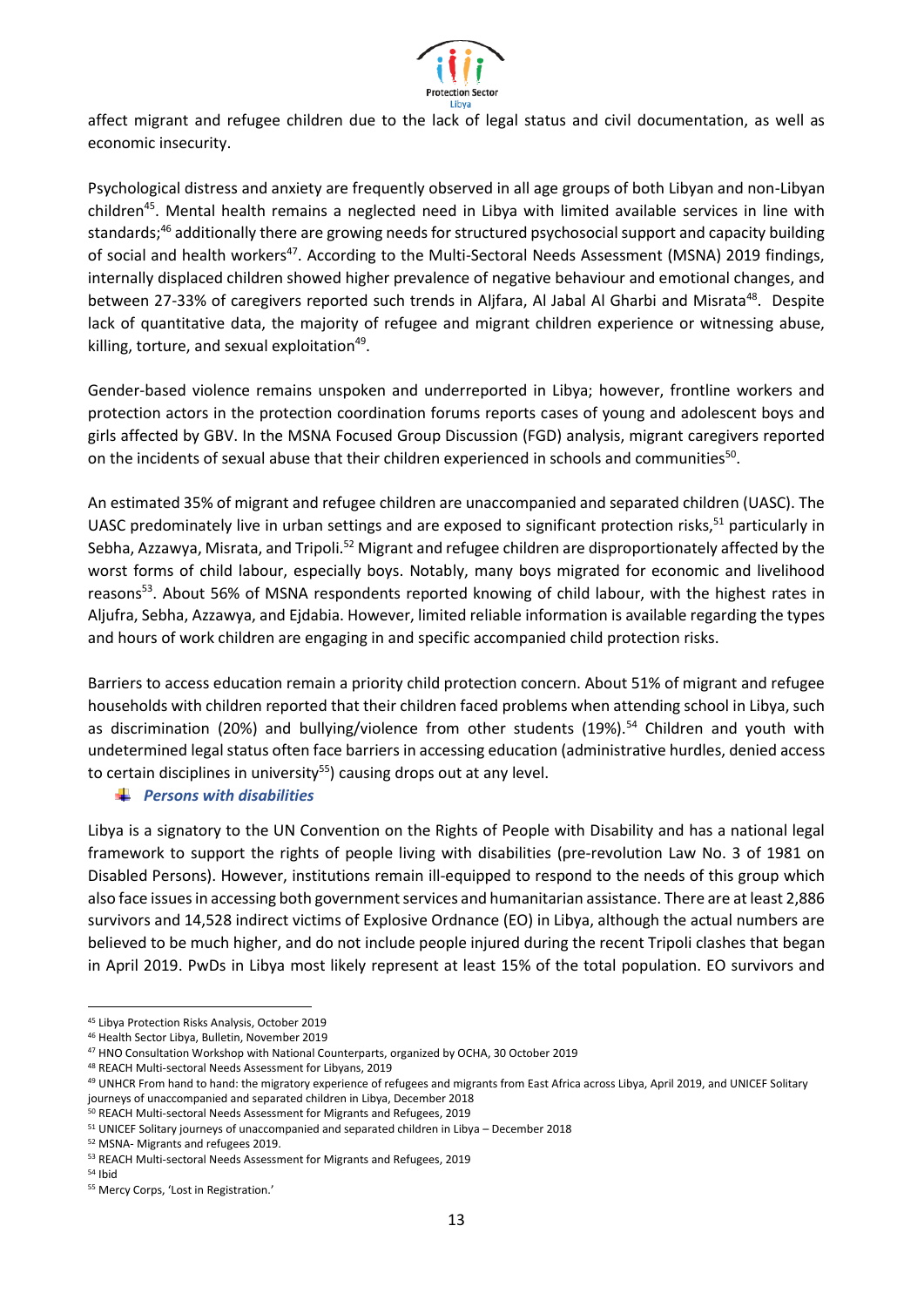affect migrant and refugee children due to the lack of legal status and civil documentation, as well as economic insecurity.

Psychological distress and anxiety are frequently observed in all age groups of both Libyan and non-Libyan children[45]. Mental health remains a neglected need in Libya with limited available services in line with standards;[46] additionally there are growing needs for structured psychosocial support and capacity building of social and health workers[47]. According to the Multi-Sectoral Needs Assessment (MSNA) 2019 findings, internally displaced children showed higher prevalence of negative behaviour and emotional changes, and between 27-33% of caregivers reported such trends in Aljfara, Al Jabal Al Gharbi and Misrata[48]. Despite lack of quantitative data, the majority of refugee and migrant children experience or witnessing abuse, killing, torture, and sexual exploitation[49].

Gender-based violence remains unspoken and underreported in Libya; however, frontline workers and protection actors in the protection coordination forums reports cases of young and adolescent boys and girls affected by GBV. In the MSNA Focused Group Discussion (FGD) analysis, migrant caregivers reported on the incidents of sexual abuse that their children experienced in schools and communities[50].

An estimated 35% of migrant and refugee children are unaccompanied and separated children (UASC). The UASC predominately live in urban settings and are exposed to significant protection risks,[51] particularly in Sebha, Azzawya, Misrata, and Tripoli.[52] Migrant and refugee children are disproportionately affected by the worst forms of child labour, especially boys. Notably, many boys migrated for economic and livelihood reasons[53]. About 56% of MSNA respondents reported knowing of child labour, with the highest rates in Aljufra, Sebha, Azzawya, and Ejdabia. However, limited reliable information is available regarding the types and hours of work children are engaging in and specific accompanied child protection risks.

Barriers to access education remain a priority child protection concern. About 51% of migrant and refugee households with children reported that their children faced problems when attending school in Libya, such as discrimination (20%) and bullying/violence from other students (19%).[54] Children and youth with undetermined legal status often face barriers in accessing education (administrative hurdles, denied access to certain disciplines in university[55]) causing drops out at any level.

- ***Persons with disabilities***

Libya is a signatory to the UN Convention on the Rights of People with Disability and has a national legal framework to support the rights of people living with disabilities (pre-revolution Law No. 3 of 1981 on Disabled Persons). However, institutions remain ill-equipped to respond to the needs of this group which also face issues in accessing both government services and humanitarian assistance. There are at least 2,886 survivors and 14,528 indirect victims of Explosive Ordnance (EO) in Libya, although the actual numbers are believed to be much higher, and do not include people injured during the recent Tripoli clashes that began in April 2019. PwDs in Libya most likely represent at least 15% of the total population. EO survivors and

---

[45] Libya Protection Risks Analysis, October 2019
[46] Health Sector Libya, Bulletin, November 2019
[47] HNO Consultation Workshop with National Counterparts, organized by OCHA, 30 October 2019
[48] REACH Multi-sectoral Needs Assessment for Libyans, 2019
[49] UNHCR From hand to hand: the migratory experience of refugees and migrants from East Africa across Libya, April 2019, and UNICEF Solitary journeys of unaccompanied and separated children in Libya, December 2018
[50] REACH Multi-sectoral Needs Assessment for Migrants and Refugees, 2019
[51] UNICEF Solitary journeys of unaccompanied and separated children in Libya – December 2018
[52] MSNA- Migrants and refugees 2019.
[53] REACH Multi-sectoral Needs Assessment for Migrants and Refugees, 2019
[54] Ibid
[55] Mercy Corps, 'Lost in Registration.'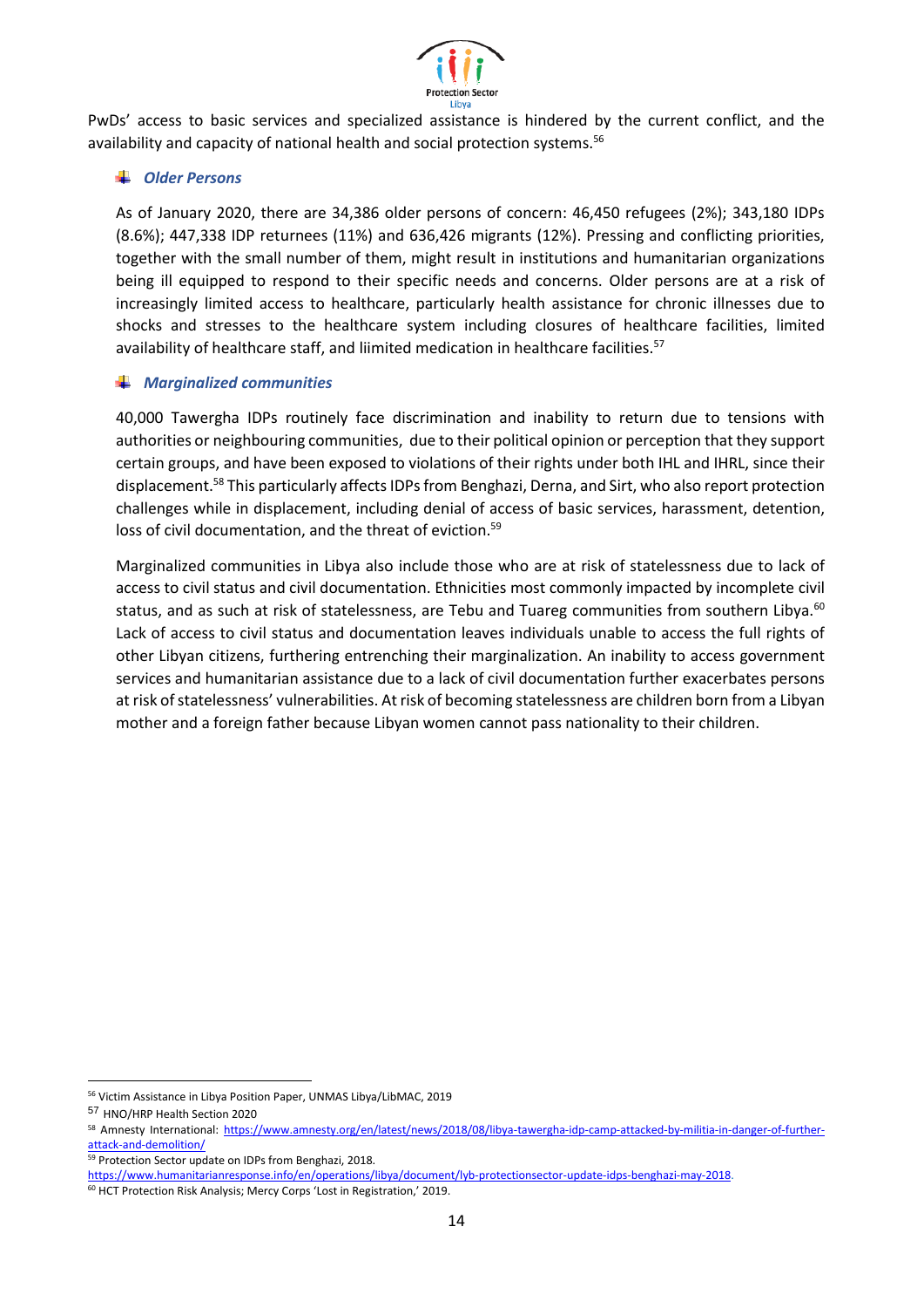PwDs' access to basic services and specialized assistance is hindered by the current conflict, and the availability and capacity of national health and social protection systems.[56]

### *Older Persons*

As of January 2020, there are 34,386 older persons of concern: 46,450 refugees (2%); 343,180 IDPs (8.6%); 447,338 IDP returnees (11%) and 636,426 migrants (12%). Pressing and conflicting priorities, together with the small number of them, might result in institutions and humanitarian organizations being ill equipped to respond to their specific needs and concerns. Older persons are at a risk of increasingly limited access to healthcare, particularly health assistance for chronic illnesses due to shocks and stresses to the healthcare system including closures of healthcare facilities, limited availability of healthcare staff, and liimited medication in healthcare facilities.[57]

### *Marginalized communities*

40,000 Tawergha IDPs routinely face discrimination and inability to return due to tensions with authorities or neighbouring communities, due to their political opinion or perception that they support certain groups, and have been exposed to violations of their rights under both IHL and IHRL, since their displacement.[58] This particularly affects IDPs from Benghazi, Derna, and Sirt, who also report protection challenges while in displacement, including denial of access of basic services, harassment, detention, loss of civil documentation, and the threat of eviction.[59]

Marginalized communities in Libya also include those who are at risk of statelessness due to lack of access to civil status and civil documentation. Ethnicities most commonly impacted by incomplete civil status, and as such at risk of statelessness, are Tebu and Tuareg communities from southern Libya.[60] Lack of access to civil status and documentation leaves individuals unable to access the full rights of other Libyan citizens, furthering entrenching their marginalization. An inability to access government services and humanitarian assistance due to a lack of civil documentation further exacerbates persons at risk of statelessness' vulnerabilities. At risk of becoming statelessness are children born from a Libyan mother and a foreign father because Libyan women cannot pass nationality to their children.

---

[56] Victim Assistance in Libya Position Paper, UNMAS Libya/LibMAC, 2019

[57] HNO/HRP Health Section 2020

[58] Amnesty International: https://www.amnesty.org/en/latest/news/2018/08/libya-tawergha-idp-camp-attacked-by-militia-in-danger-of-further-attack-and-demolition/

[59] Protection Sector update on IDPs from Benghazi, 2018. https://www.humanitarianresponse.info/en/operations/libya/document/lyb-protectionsector-update-idps-benghazi-may-2018.

[60] HCT Protection Risk Analysis; Mercy Corps 'Lost in Registration,' 2019.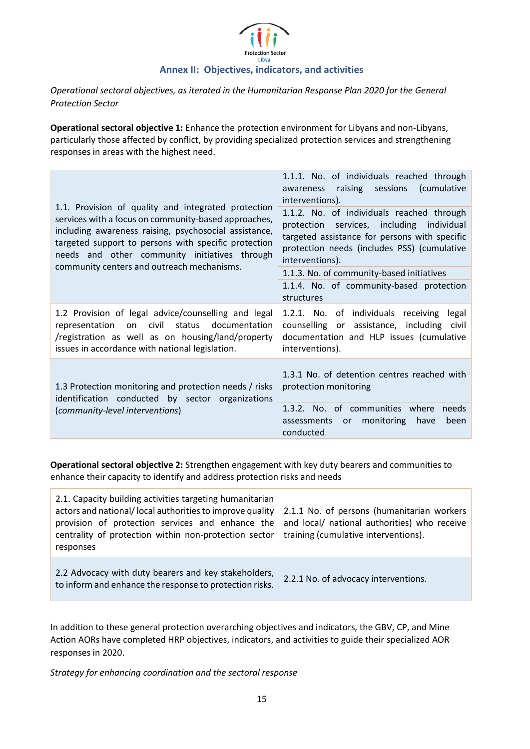## Annex II: Objectives, indicators, and activities

*Operational sectoral objectives, as iterated in the Humanitarian Response Plan 2020 for the General Protection Sector*

**Operational sectoral objective 1:** Enhance the protection environment for Libyans and non-Libyans, particularly those affected by conflict, by providing specialized protection services and strengthening responses in areas with the highest need.

| Activity | Indicator |
|---|---|
| 1.1. Provision of quality and integrated protection services with a focus on community-based approaches, including awareness raising, psychosocial assistance, targeted support to persons with specific protection needs and other community initiatives through community centers and outreach mechanisms. | 1.1.1. No. of individuals reached through awareness raising sessions (cumulative interventions). |
| | 1.1.2. No. of individuals reached through protection services, including individual targeted assistance for persons with specific protection needs (includes PSS) (cumulative interventions). |
| | 1.1.3. No. of community-based initiatives |
| | 1.1.4. No. of community-based protection structures |
| 1.2 Provision of legal advice/counselling and legal representation on civil status documentation /registration as well as on housing/land/property issues in accordance with national legislation. | 1.2.1. No. of individuals receiving legal counselling or assistance, including civil documentation and HLP issues (cumulative interventions). |
| 1.3 Protection monitoring and protection needs / risks identification conducted by sector organizations (*community-level interventions*) | 1.3.1 No. of detention centres reached with protection monitoring |
| | 1.3.2. No. of communities where needs assessments or monitoring have been conducted |

**Operational sectoral objective 2:** Strengthen engagement with key duty bearers and communities to enhance their capacity to identify and address protection risks and needs

| Activity | Indicator |
|---|---|
| 2.1. Capacity building activities targeting humanitarian actors and national/ local authorities to improve quality provision of protection services and enhance the centrality of protection within non-protection sector responses | 2.1.1 No. of persons (humanitarian workers and local/ national authorities) who receive training (cumulative interventions). |
| 2.2 Advocacy with duty bearers and key stakeholders, to inform and enhance the response to protection risks. | 2.2.1 No. of advocacy interventions. |

In addition to these general protection overarching objectives and indicators, the GBV, CP, and Mine Action AORs have completed HRP objectives, indicators, and activities to guide their specialized AOR responses in 2020.

*Strategy for enhancing coordination and the sectoral response*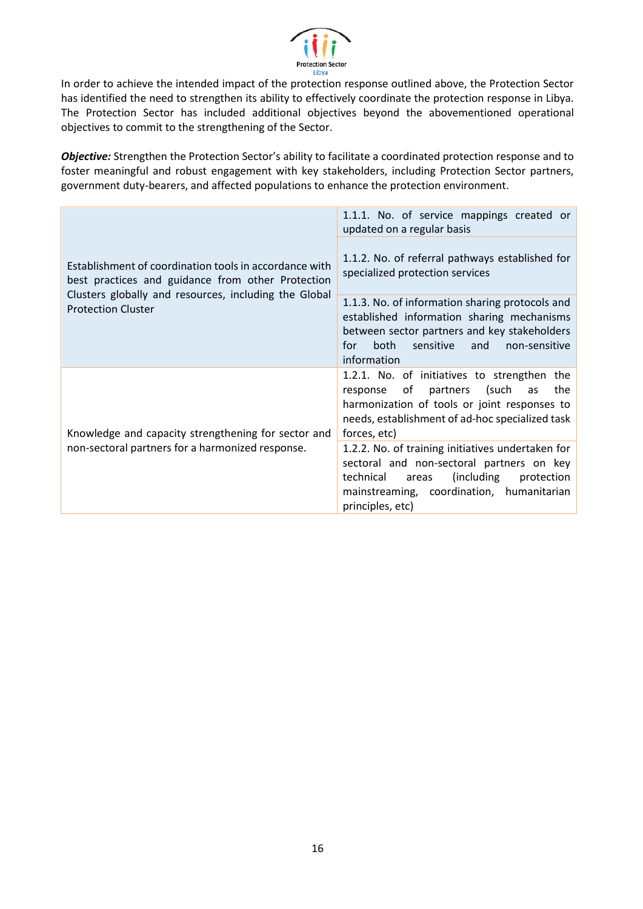In order to achieve the intended impact of the protection response outlined above, the Protection Sector has identified the need to strengthen its ability to effectively coordinate the protection response in Libya. The Protection Sector has included additional objectives beyond the abovementioned operational objectives to commit to the strengthening of the Sector.

***Objective:*** Strengthen the Protection Sector's ability to facilitate a coordinated protection response and to foster meaningful and robust engagement with key stakeholders, including Protection Sector partners, government duty-bearers, and affected populations to enhance the protection environment.

| | |
|---|---|
| Establishment of coordination tools in accordance with best practices and guidance from other Protection Clusters globally and resources, including the Global Protection Cluster | 1.1.1. No. of service mappings created or updated on a regular basis |
| | 1.1.2. No. of referral pathways established for specialized protection services |
| | 1.1.3. No. of information sharing protocols and established information sharing mechanisms between sector partners and key stakeholders for both sensitive and non-sensitive information |
| Knowledge and capacity strengthening for sector and non-sectoral partners for a harmonized response. | 1.2.1. No. of initiatives to strengthen the response of partners (such as the harmonization of tools or joint responses to needs, establishment of ad-hoc specialized task forces, etc) |
| | 1.2.2. No. of training initiatives undertaken for sectoral and non-sectoral partners on key technical areas (including protection mainstreaming, coordination, humanitarian principles, etc) |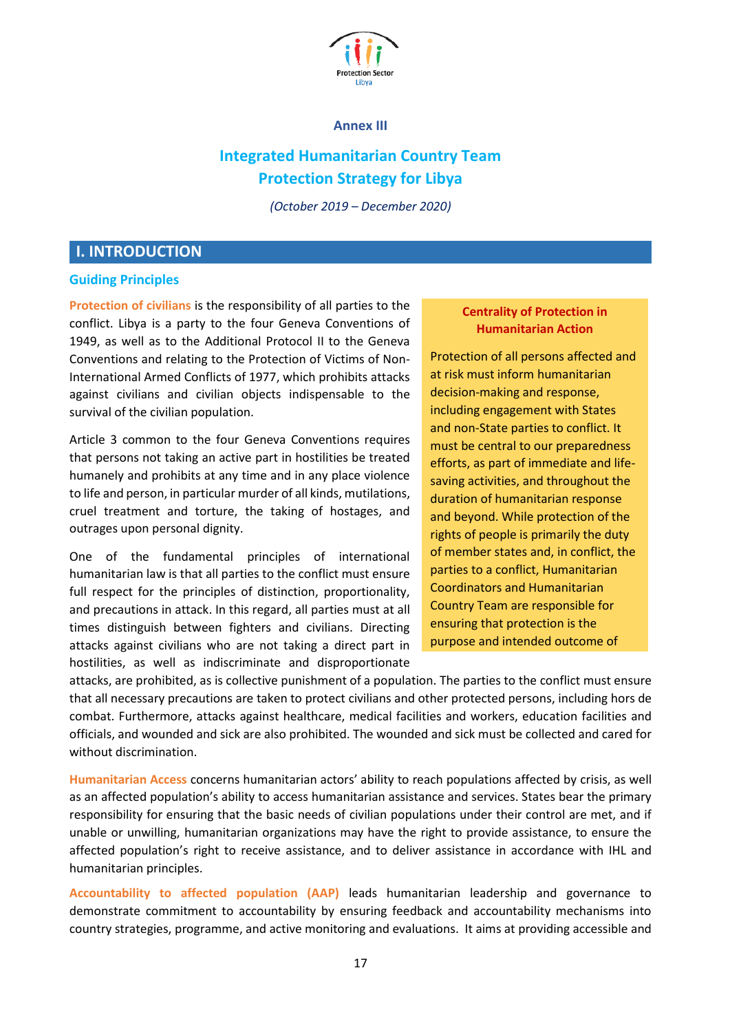**Annex III**

## Integrated Humanitarian Country Team Protection Strategy for Libya

*(October 2019 – December 2020)*

# I. INTRODUCTION

## Guiding Principles

**Protection of civilians** is the responsibility of all parties to the conflict. Libya is a party to the four Geneva Conventions of 1949, as well as to the Additional Protocol II to the Geneva Conventions and relating to the Protection of Victims of Non-International Armed Conflicts of 1977, which prohibits attacks against civilians and civilian objects indispensable to the survival of the civilian population.

Article 3 common to the four Geneva Conventions requires that persons not taking an active part in hostilities be treated humanely and prohibits at any time and in any place violence to life and person, in particular murder of all kinds, mutilations, cruel treatment and torture, the taking of hostages, and outrages upon personal dignity.

One of the fundamental principles of international humanitarian law is that all parties to the conflict must ensure full respect for the principles of distinction, proportionality, and precautions in attack. In this regard, all parties must at all times distinguish between fighters and civilians. Directing attacks against civilians who are not taking a direct part in hostilities, as well as indiscriminate and disproportionate attacks, are prohibited, as is collective punishment of a population. The parties to the conflict must ensure that all necessary precautions are taken to protect civilians and other protected persons, including hors de combat. Furthermore, attacks against healthcare, medical facilities and workers, education facilities and officials, and wounded and sick are also prohibited. The wounded and sick must be collected and cared for without discrimination.

**Humanitarian Access** concerns humanitarian actors' ability to reach populations affected by crisis, as well as an affected population's ability to access humanitarian assistance and services. States bear the primary responsibility for ensuring that the basic needs of civilian populations under their control are met, and if unable or unwilling, humanitarian organizations may have the right to provide assistance, to ensure the affected population's right to receive assistance, and to deliver assistance in accordance with IHL and humanitarian principles.

**Accountability to affected population (AAP)** leads humanitarian leadership and governance to demonstrate commitment to accountability by ensuring feedback and accountability mechanisms into country strategies, programme, and active monitoring and evaluations. It aims at providing accessible and

> **Centrality of Protection in Humanitarian Action**
>
> Protection of all persons affected and at risk must inform humanitarian decision-making and response, including engagement with States and non-State parties to conflict. It must be central to our preparedness efforts, as part of immediate and life-saving activities, and throughout the duration of humanitarian response and beyond. While protection of the rights of people is primarily the duty of member states and, in conflict, the parties to a conflict, Humanitarian Coordinators and Humanitarian Country Team are responsible for ensuring that protection is the purpose and intended outcome of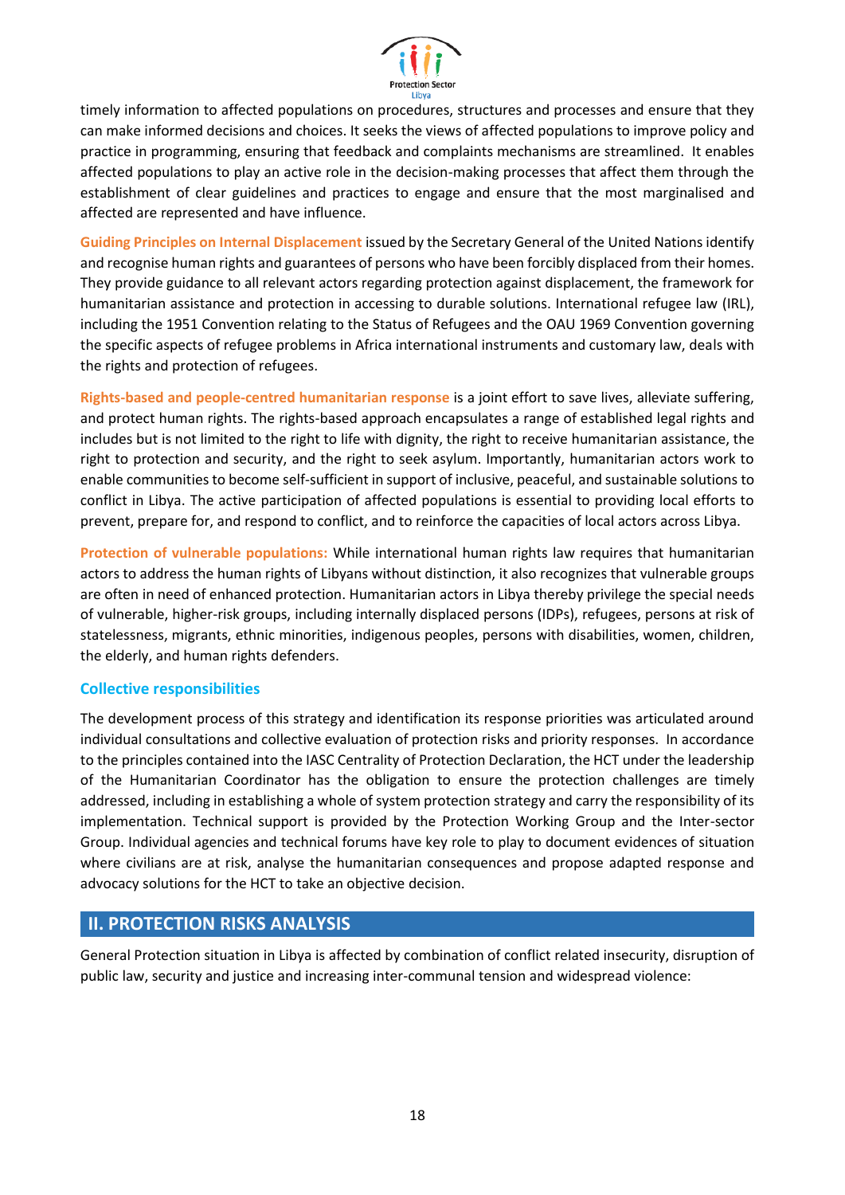timely information to affected populations on procedures, structures and processes and ensure that they can make informed decisions and choices. It seeks the views of affected populations to improve policy and practice in programming, ensuring that feedback and complaints mechanisms are streamlined. It enables affected populations to play an active role in the decision-making processes that affect them through the establishment of clear guidelines and practices to engage and ensure that the most marginalised and affected are represented and have influence.

**Guiding Principles on Internal Displacement** issued by the Secretary General of the United Nations identify and recognise human rights and guarantees of persons who have been forcibly displaced from their homes. They provide guidance to all relevant actors regarding protection against displacement, the framework for humanitarian assistance and protection in accessing to durable solutions. International refugee law (IRL), including the 1951 Convention relating to the Status of Refugees and the OAU 1969 Convention governing the specific aspects of refugee problems in Africa international instruments and customary law, deals with the rights and protection of refugees.

**Rights-based and people-centred humanitarian response** is a joint effort to save lives, alleviate suffering, and protect human rights. The rights-based approach encapsulates a range of established legal rights and includes but is not limited to the right to life with dignity, the right to receive humanitarian assistance, the right to protection and security, and the right to seek asylum. Importantly, humanitarian actors work to enable communities to become self-sufficient in support of inclusive, peaceful, and sustainable solutions to conflict in Libya. The active participation of affected populations is essential to providing local efforts to prevent, prepare for, and respond to conflict, and to reinforce the capacities of local actors across Libya.

**Protection of vulnerable populations:** While international human rights law requires that humanitarian actors to address the human rights of Libyans without distinction, it also recognizes that vulnerable groups are often in need of enhanced protection. Humanitarian actors in Libya thereby privilege the special needs of vulnerable, higher-risk groups, including internally displaced persons (IDPs), refugees, persons at risk of statelessness, migrants, ethnic minorities, indigenous peoples, persons with disabilities, women, children, the elderly, and human rights defenders.

### Collective responsibilities

The development process of this strategy and identification its response priorities was articulated around individual consultations and collective evaluation of protection risks and priority responses. In accordance to the principles contained into the IASC Centrality of Protection Declaration, the HCT under the leadership of the Humanitarian Coordinator has the obligation to ensure the protection challenges are timely addressed, including in establishing a whole of system protection strategy and carry the responsibility of its implementation. Technical support is provided by the Protection Working Group and the Inter-sector Group. Individual agencies and technical forums have key role to play to document evidences of situation where civilians are at risk, analyse the humanitarian consequences and propose adapted response and advocacy solutions for the HCT to take an objective decision.

## II. PROTECTION RISKS ANALYSIS

General Protection situation in Libya is affected by combination of conflict related insecurity, disruption of public law, security and justice and increasing inter-communal tension and widespread violence: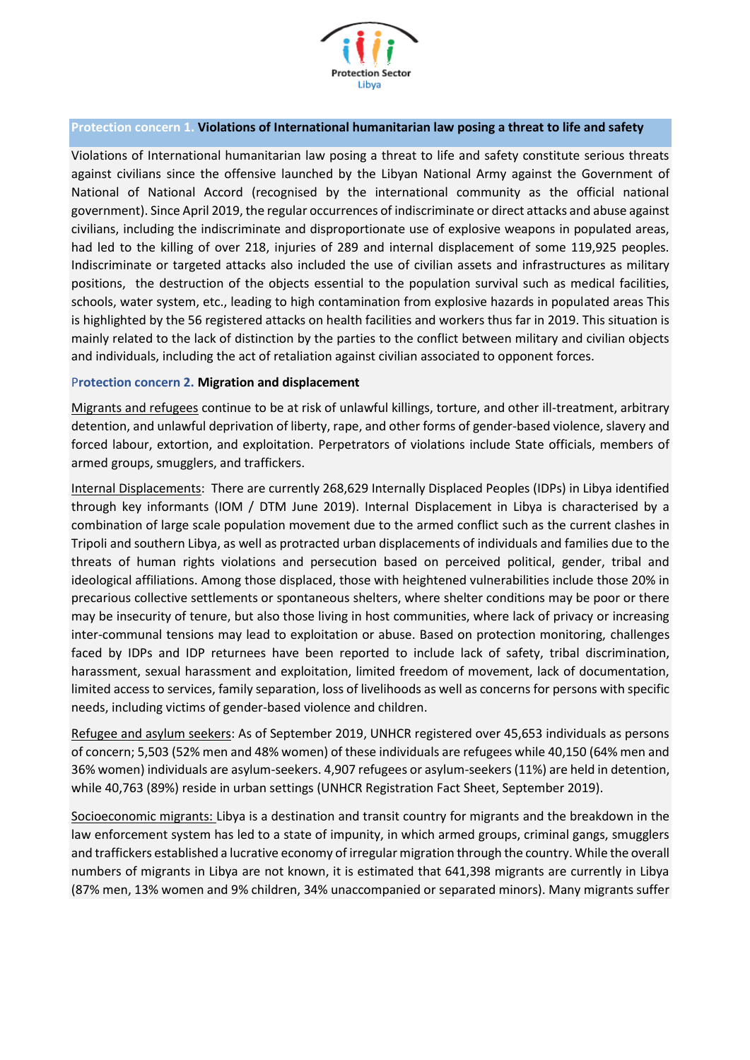**Protection concern 1. Violations of International humanitarian law posing a threat to life and safety**

Violations of International humanitarian law posing a threat to life and safety constitute serious threats against civilians since the offensive launched by the Libyan National Army against the Government of National of National Accord (recognised by the international community as the official national government). Since April 2019, the regular occurrences of indiscriminate or direct attacks and abuse against civilians, including the indiscriminate and disproportionate use of explosive weapons in populated areas, had led to the killing of over 218, injuries of 289 and internal displacement of some 119,925 peoples. Indiscriminate or targeted attacks also included the use of civilian assets and infrastructures as military positions, the destruction of the objects essential to the population survival such as medical facilities, schools, water system, etc., leading to high contamination from explosive hazards in populated areas This is highlighted by the 56 registered attacks on health facilities and workers thus far in 2019. This situation is mainly related to the lack of distinction by the parties to the conflict between military and civilian objects and individuals, including the act of retaliation against civilian associated to opponent forces.

**Protection concern 2. Migration and displacement**

Migrants and refugees continue to be at risk of unlawful killings, torture, and other ill-treatment, arbitrary detention, and unlawful deprivation of liberty, rape, and other forms of gender-based violence, slavery and forced labour, extortion, and exploitation. Perpetrators of violations include State officials, members of armed groups, smugglers, and traffickers.

Internal Displacements: There are currently 268,629 Internally Displaced Peoples (IDPs) in Libya identified through key informants (IOM / DTM June 2019). Internal Displacement in Libya is characterised by a combination of large scale population movement due to the armed conflict such as the current clashes in Tripoli and southern Libya, as well as protracted urban displacements of individuals and families due to the threats of human rights violations and persecution based on perceived political, gender, tribal and ideological affiliations. Among those displaced, those with heightened vulnerabilities include those 20% in precarious collective settlements or spontaneous shelters, where shelter conditions may be poor or there may be insecurity of tenure, but also those living in host communities, where lack of privacy or increasing inter-communal tensions may lead to exploitation or abuse. Based on protection monitoring, challenges faced by IDPs and IDP returnees have been reported to include lack of safety, tribal discrimination, harassment, sexual harassment and exploitation, limited freedom of movement, lack of documentation, limited access to services, family separation, loss of livelihoods as well as concerns for persons with specific needs, including victims of gender-based violence and children.

Refugee and asylum seekers: As of September 2019, UNHCR registered over 45,653 individuals as persons of concern; 5,503 (52% men and 48% women) of these individuals are refugees while 40,150 (64% men and 36% women) individuals are asylum-seekers. 4,907 refugees or asylum-seekers (11%) are held in detention, while 40,763 (89%) reside in urban settings (UNHCR Registration Fact Sheet, September 2019).

Socioeconomic migrants: Libya is a destination and transit country for migrants and the breakdown in the law enforcement system has led to a state of impunity, in which armed groups, criminal gangs, smugglers and traffickers established a lucrative economy of irregular migration through the country. While the overall numbers of migrants in Libya are not known, it is estimated that 641,398 migrants are currently in Libya (87% men, 13% women and 9% children, 34% unaccompanied or separated minors). Many migrants suffer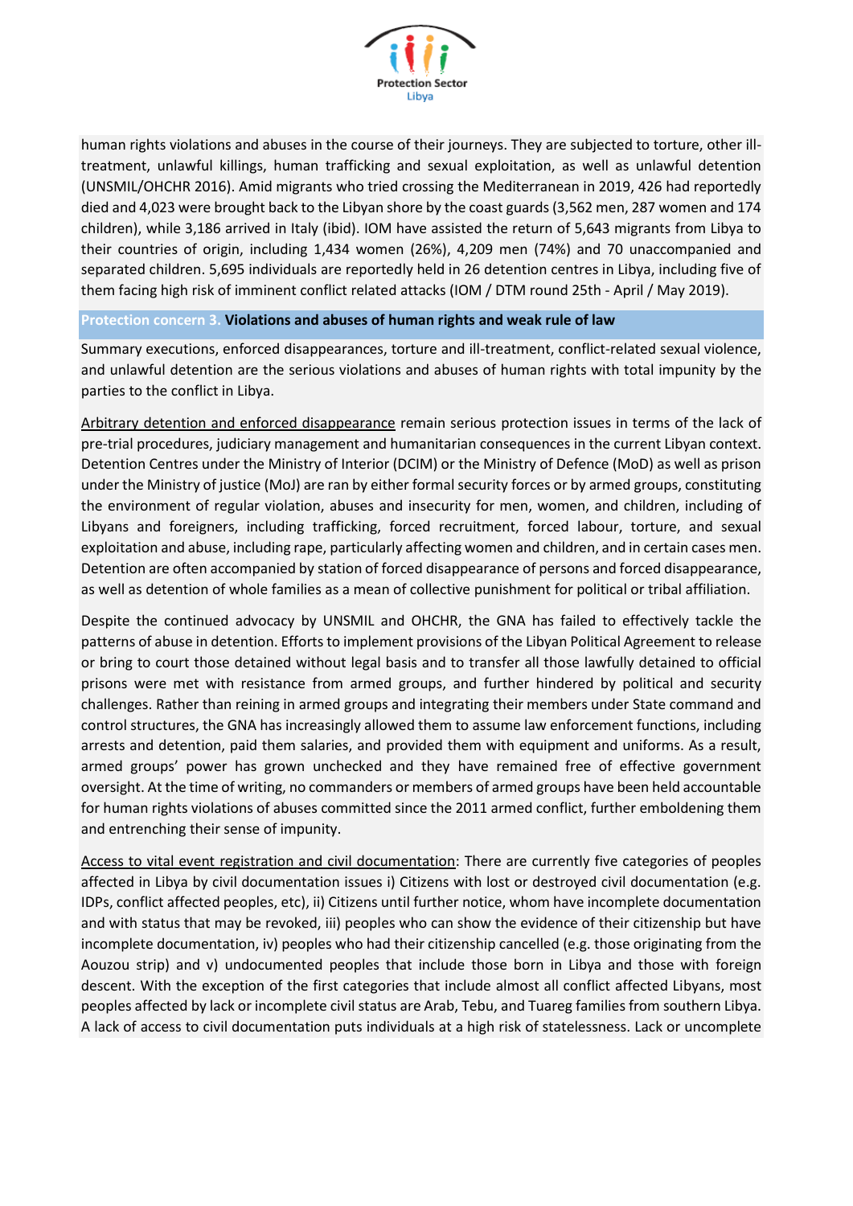human rights violations and abuses in the course of their journeys. They are subjected to torture, other ill-treatment, unlawful killings, human trafficking and sexual exploitation, as well as unlawful detention (UNSMIL/OHCHR 2016). Amid migrants who tried crossing the Mediterranean in 2019, 426 had reportedly died and 4,023 were brought back to the Libyan shore by the coast guards (3,562 men, 287 women and 174 children), while 3,186 arrived in Italy (ibid). IOM have assisted the return of 5,643 migrants from Libya to their countries of origin, including 1,434 women (26%), 4,209 men (74%) and 70 unaccompanied and separated children. 5,695 individuals are reportedly held in 26 detention centres in Libya, including five of them facing high risk of imminent conflict related attacks (IOM / DTM round 25th - April / May 2019).

### Protection concern 3. **Violations and abuses of human rights and weak rule of law**

Summary executions, enforced disappearances, torture and ill-treatment, conflict-related sexual violence, and unlawful detention are the serious violations and abuses of human rights with total impunity by the parties to the conflict in Libya.

<u>Arbitrary detention and enforced disappearance</u> remain serious protection issues in terms of the lack of pre-trial procedures, judiciary management and humanitarian consequences in the current Libyan context. Detention Centres under the Ministry of Interior (DCIM) or the Ministry of Defence (MoD) as well as prison under the Ministry of justice (MoJ) are ran by either formal security forces or by armed groups, constituting the environment of regular violation, abuses and insecurity for men, women, and children, including of Libyans and foreigners, including trafficking, forced recruitment, forced labour, torture, and sexual exploitation and abuse, including rape, particularly affecting women and children, and in certain cases men. Detention are often accompanied by station of forced disappearance of persons and forced disappearance, as well as detention of whole families as a mean of collective punishment for political or tribal affiliation.

Despite the continued advocacy by UNSMIL and OHCHR, the GNA has failed to effectively tackle the patterns of abuse in detention. Efforts to implement provisions of the Libyan Political Agreement to release or bring to court those detained without legal basis and to transfer all those lawfully detained to official prisons were met with resistance from armed groups, and further hindered by political and security challenges. Rather than reining in armed groups and integrating their members under State command and control structures, the GNA has increasingly allowed them to assume law enforcement functions, including arrests and detention, paid them salaries, and provided them with equipment and uniforms. As a result, armed groups' power has grown unchecked and they have remained free of effective government oversight. At the time of writing, no commanders or members of armed groups have been held accountable for human rights violations of abuses committed since the 2011 armed conflict, further emboldening them and entrenching their sense of impunity.

<u>Access to vital event registration and civil documentation</u>: There are currently five categories of peoples affected in Libya by civil documentation issues i) Citizens with lost or destroyed civil documentation (e.g. IDPs, conflict affected peoples, etc), ii) Citizens until further notice, whom have incomplete documentation and with status that may be revoked, iii) peoples who can show the evidence of their citizenship but have incomplete documentation, iv) peoples who had their citizenship cancelled (e.g. those originating from the Aouzou strip) and v) undocumented peoples that include those born in Libya and those with foreign descent. With the exception of the first categories that include almost all conflict affected Libyans, most peoples affected by lack or incomplete civil status are Arab, Tebu, and Tuareg families from southern Libya. A lack of access to civil documentation puts individuals at a high risk of statelessness. Lack or uncomplete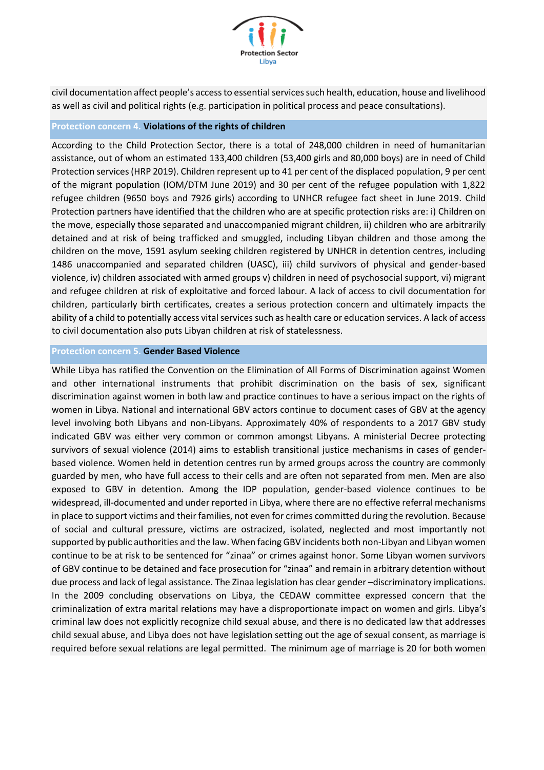civil documentation affect people's access to essential services such health, education, house and livelihood as well as civil and political rights (e.g. participation in political process and peace consultations).

## Protection concern 4. **Violations of the rights of children**

According to the Child Protection Sector, there is a total of 248,000 children in need of humanitarian assistance, out of whom an estimated 133,400 children (53,400 girls and 80,000 boys) are in need of Child Protection services (HRP 2019). Children represent up to 41 per cent of the displaced population, 9 per cent of the migrant population (IOM/DTM June 2019) and 30 per cent of the refugee population with 1,822 refugee children (9650 boys and 7926 girls) according to UNHCR refugee fact sheet in June 2019. Child Protection partners have identified that the children who are at specific protection risks are: i) Children on the move, especially those separated and unaccompanied migrant children, ii) children who are arbitrarily detained and at risk of being trafficked and smuggled, including Libyan children and those among the children on the move, 1591 asylum seeking children registered by UNHCR in detention centres, including 1486 unaccompanied and separated children (UASC), iii) child survivors of physical and gender-based violence, iv) children associated with armed groups v) children in need of psychosocial support, vi) migrant and refugee children at risk of exploitative and forced labour. A lack of access to civil documentation for children, particularly birth certificates, creates a serious protection concern and ultimately impacts the ability of a child to potentially access vital services such as health care or education services. A lack of access to civil documentation also puts Libyan children at risk of statelessness.

## Protection concern 5. **Gender Based Violence**

While Libya has ratified the Convention on the Elimination of All Forms of Discrimination against Women and other international instruments that prohibit discrimination on the basis of sex, significant discrimination against women in both law and practice continues to have a serious impact on the rights of women in Libya. National and international GBV actors continue to document cases of GBV at the agency level involving both Libyans and non-Libyans. Approximately 40% of respondents to a 2017 GBV study indicated GBV was either very common or common amongst Libyans. A ministerial Decree protecting survivors of sexual violence (2014) aims to establish transitional justice mechanisms in cases of gender-based violence. Women held in detention centres run by armed groups across the country are commonly guarded by men, who have full access to their cells and are often not separated from men. Men are also exposed to GBV in detention. Among the IDP population, gender-based violence continues to be widespread, ill-documented and under reported in Libya, where there are no effective referral mechanisms in place to support victims and their families, not even for crimes committed during the revolution. Because of social and cultural pressure, victims are ostracized, isolated, neglected and most importantly not supported by public authorities and the law. When facing GBV incidents both non-Libyan and Libyan women continue to be at risk to be sentenced for "zinaa" or crimes against honor. Some Libyan women survivors of GBV continue to be detained and face prosecution for "zinaa" and remain in arbitrary detention without due process and lack of legal assistance. The Zinaa legislation has clear gender –discriminatory implications. In the 2009 concluding observations on Libya, the CEDAW committee expressed concern that the criminalization of extra marital relations may have a disproportionate impact on women and girls. Libya's criminal law does not explicitly recognize child sexual abuse, and there is no dedicated law that addresses child sexual abuse, and Libya does not have legislation setting out the age of sexual consent, as marriage is required before sexual relations are legal permitted. The minimum age of marriage is 20 for both women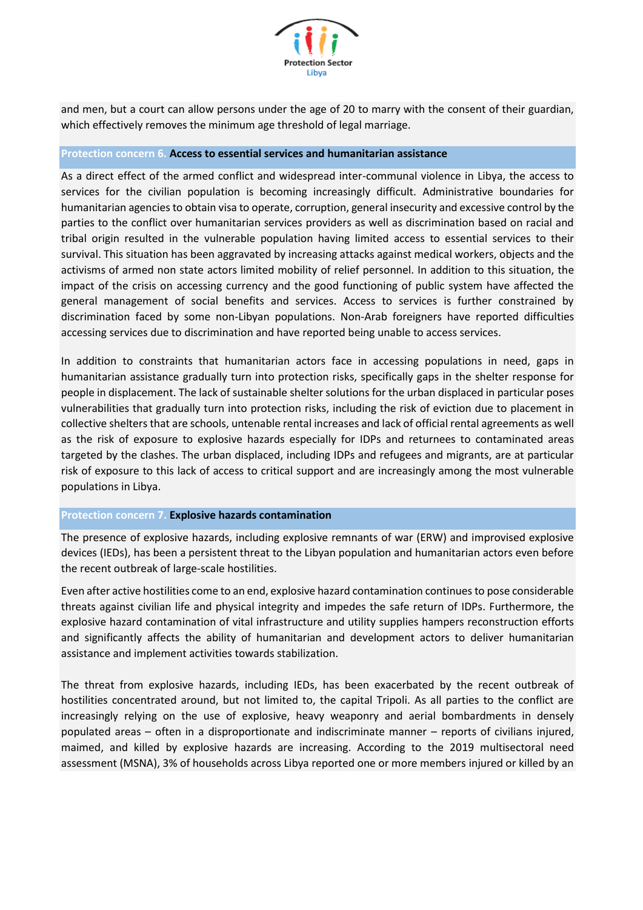and men, but a court can allow persons under the age of 20 to marry with the consent of their guardian, which effectively removes the minimum age threshold of legal marriage.

### Protection concern 6. **Access to essential services and humanitarian assistance**

As a direct effect of the armed conflict and widespread inter-communal violence in Libya, the access to services for the civilian population is becoming increasingly difficult. Administrative boundaries for humanitarian agencies to obtain visa to operate, corruption, general insecurity and excessive control by the parties to the conflict over humanitarian services providers as well as discrimination based on racial and tribal origin resulted in the vulnerable population having limited access to essential services to their survival. This situation has been aggravated by increasing attacks against medical workers, objects and the activisms of armed non state actors limited mobility of relief personnel. In addition to this situation, the impact of the crisis on accessing currency and the good functioning of public system have affected the general management of social benefits and services. Access to services is further constrained by discrimination faced by some non-Libyan populations. Non-Arab foreigners have reported difficulties accessing services due to discrimination and have reported being unable to access services.

In addition to constraints that humanitarian actors face in accessing populations in need, gaps in humanitarian assistance gradually turn into protection risks, specifically gaps in the shelter response for people in displacement. The lack of sustainable shelter solutions for the urban displaced in particular poses vulnerabilities that gradually turn into protection risks, including the risk of eviction due to placement in collective shelters that are schools, untenable rental increases and lack of official rental agreements as well as the risk of exposure to explosive hazards especially for IDPs and returnees to contaminated areas targeted by the clashes. The urban displaced, including IDPs and refugees and migrants, are at particular risk of exposure to this lack of access to critical support and are increasingly among the most vulnerable populations in Libya.

### Protection concern 7. **Explosive hazards contamination**

The presence of explosive hazards, including explosive remnants of war (ERW) and improvised explosive devices (IEDs), has been a persistent threat to the Libyan population and humanitarian actors even before the recent outbreak of large-scale hostilities.

Even after active hostilities come to an end, explosive hazard contamination continues to pose considerable threats against civilian life and physical integrity and impedes the safe return of IDPs. Furthermore, the explosive hazard contamination of vital infrastructure and utility supplies hampers reconstruction efforts and significantly affects the ability of humanitarian and development actors to deliver humanitarian assistance and implement activities towards stabilization.

The threat from explosive hazards, including IEDs, has been exacerbated by the recent outbreak of hostilities concentrated around, but not limited to, the capital Tripoli. As all parties to the conflict are increasingly relying on the use of explosive, heavy weaponry and aerial bombardments in densely populated areas – often in a disproportionate and indiscriminate manner – reports of civilians injured, maimed, and killed by explosive hazards are increasing. According to the 2019 multisectoral need assessment (MSNA), 3% of households across Libya reported one or more members injured or killed by an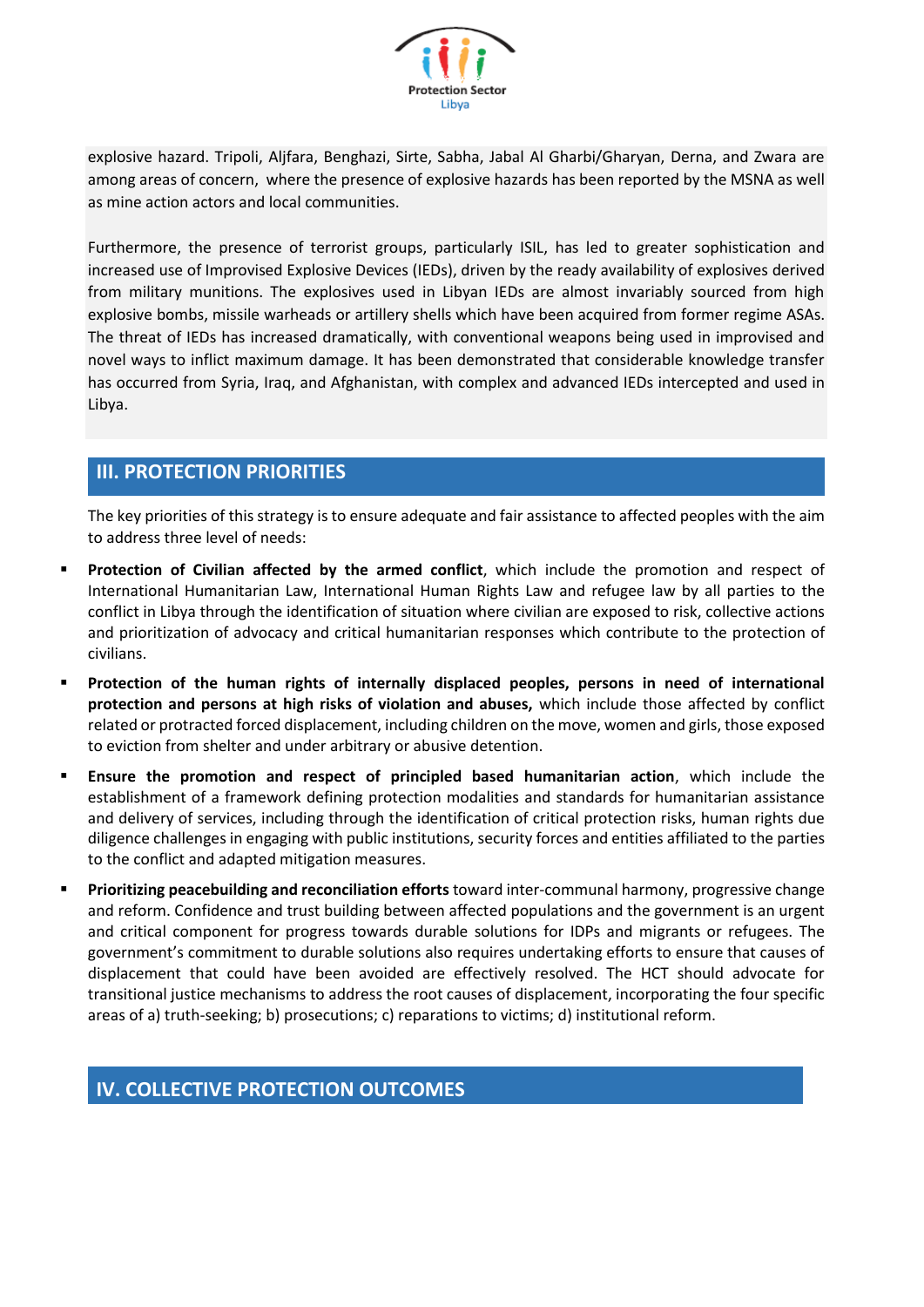explosive hazard. Tripoli, Aljfara, Benghazi, Sirte, Sabha, Jabal Al Gharbi/Gharyan, Derna, and Zwara are among areas of concern, where the presence of explosive hazards has been reported by the MSNA as well as mine action actors and local communities.

Furthermore, the presence of terrorist groups, particularly ISIL, has led to greater sophistication and increased use of Improvised Explosive Devices (IEDs), driven by the ready availability of explosives derived from military munitions. The explosives used in Libyan IEDs are almost invariably sourced from high explosive bombs, missile warheads or artillery shells which have been acquired from former regime ASAs. The threat of IEDs has increased dramatically, with conventional weapons being used in improvised and novel ways to inflict maximum damage. It has been demonstrated that considerable knowledge transfer has occurred from Syria, Iraq, and Afghanistan, with complex and advanced IEDs intercepted and used in Libya.

## III. PROTECTION PRIORITIES

The key priorities of this strategy is to ensure adequate and fair assistance to affected peoples with the aim to address three level of needs:

- **Protection of Civilian affected by the armed conflict**, which include the promotion and respect of International Humanitarian Law, International Human Rights Law and refugee law by all parties to the conflict in Libya through the identification of situation where civilian are exposed to risk, collective actions and prioritization of advocacy and critical humanitarian responses which contribute to the protection of civilians.
- **Protection of the human rights of internally displaced peoples, persons in need of international protection and persons at high risks of violation and abuses,** which include those affected by conflict related or protracted forced displacement, including children on the move, women and girls, those exposed to eviction from shelter and under arbitrary or abusive detention.
- **Ensure the promotion and respect of principled based humanitarian action**, which include the establishment of a framework defining protection modalities and standards for humanitarian assistance and delivery of services, including through the identification of critical protection risks, human rights due diligence challenges in engaging with public institutions, security forces and entities affiliated to the parties to the conflict and adapted mitigation measures.
- **Prioritizing peacebuilding and reconciliation efforts** toward inter-communal harmony, progressive change and reform. Confidence and trust building between affected populations and the government is an urgent and critical component for progress towards durable solutions for IDPs and migrants or refugees. The government's commitment to durable solutions also requires undertaking efforts to ensure that causes of displacement that could have been avoided are effectively resolved. The HCT should advocate for transitional justice mechanisms to address the root causes of displacement, incorporating the four specific areas of a) truth-seeking; b) prosecutions; c) reparations to victims; d) institutional reform.

## IV. COLLECTIVE PROTECTION OUTCOMES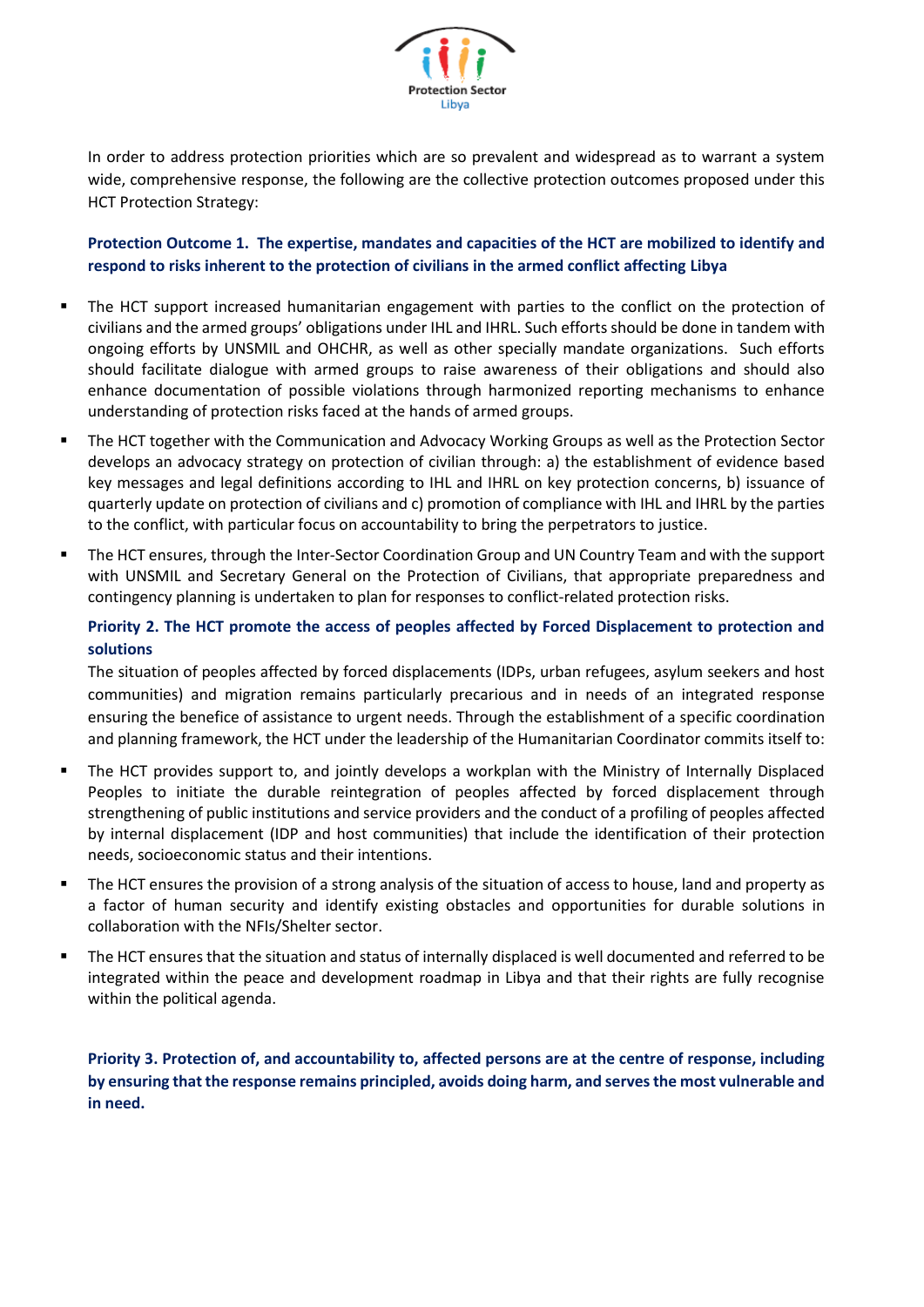In order to address protection priorities which are so prevalent and widespread as to warrant a system wide, comprehensive response, the following are the collective protection outcomes proposed under this HCT Protection Strategy:

**Protection Outcome 1. The expertise, mandates and capacities of the HCT are mobilized to identify and respond to risks inherent to the protection of civilians in the armed conflict affecting Libya**

- The HCT support increased humanitarian engagement with parties to the conflict on the protection of civilians and the armed groups' obligations under IHL and IHRL. Such efforts should be done in tandem with ongoing efforts by UNSMIL and OHCHR, as well as other specially mandate organizations. Such efforts should facilitate dialogue with armed groups to raise awareness of their obligations and should also enhance documentation of possible violations through harmonized reporting mechanisms to enhance understanding of protection risks faced at the hands of armed groups.
- The HCT together with the Communication and Advocacy Working Groups as well as the Protection Sector develops an advocacy strategy on protection of civilian through: a) the establishment of evidence based key messages and legal definitions according to IHL and IHRL on key protection concerns, b) issuance of quarterly update on protection of civilians and c) promotion of compliance with IHL and IHRL by the parties to the conflict, with particular focus on accountability to bring the perpetrators to justice.
- The HCT ensures, through the Inter-Sector Coordination Group and UN Country Team and with the support with UNSMIL and Secretary General on the Protection of Civilians, that appropriate preparedness and contingency planning is undertaken to plan for responses to conflict-related protection risks.

**Priority 2. The HCT promote the access of peoples affected by Forced Displacement to protection and solutions**

The situation of peoples affected by forced displacements (IDPs, urban refugees, asylum seekers and host communities) and migration remains particularly precarious and in needs of an integrated response ensuring the benefice of assistance to urgent needs. Through the establishment of a specific coordination and planning framework, the HCT under the leadership of the Humanitarian Coordinator commits itself to:

- The HCT provides support to, and jointly develops a workplan with the Ministry of Internally Displaced Peoples to initiate the durable reintegration of peoples affected by forced displacement through strengthening of public institutions and service providers and the conduct of a profiling of peoples affected by internal displacement (IDP and host communities) that include the identification of their protection needs, socioeconomic status and their intentions.
- The HCT ensures the provision of a strong analysis of the situation of access to house, land and property as a factor of human security and identify existing obstacles and opportunities for durable solutions in collaboration with the NFIs/Shelter sector.
- The HCT ensures that the situation and status of internally displaced is well documented and referred to be integrated within the peace and development roadmap in Libya and that their rights are fully recognise within the political agenda.

**Priority 3. Protection of, and accountability to, affected persons are at the centre of response, including by ensuring that the response remains principled, avoids doing harm, and serves the most vulnerable and in need.**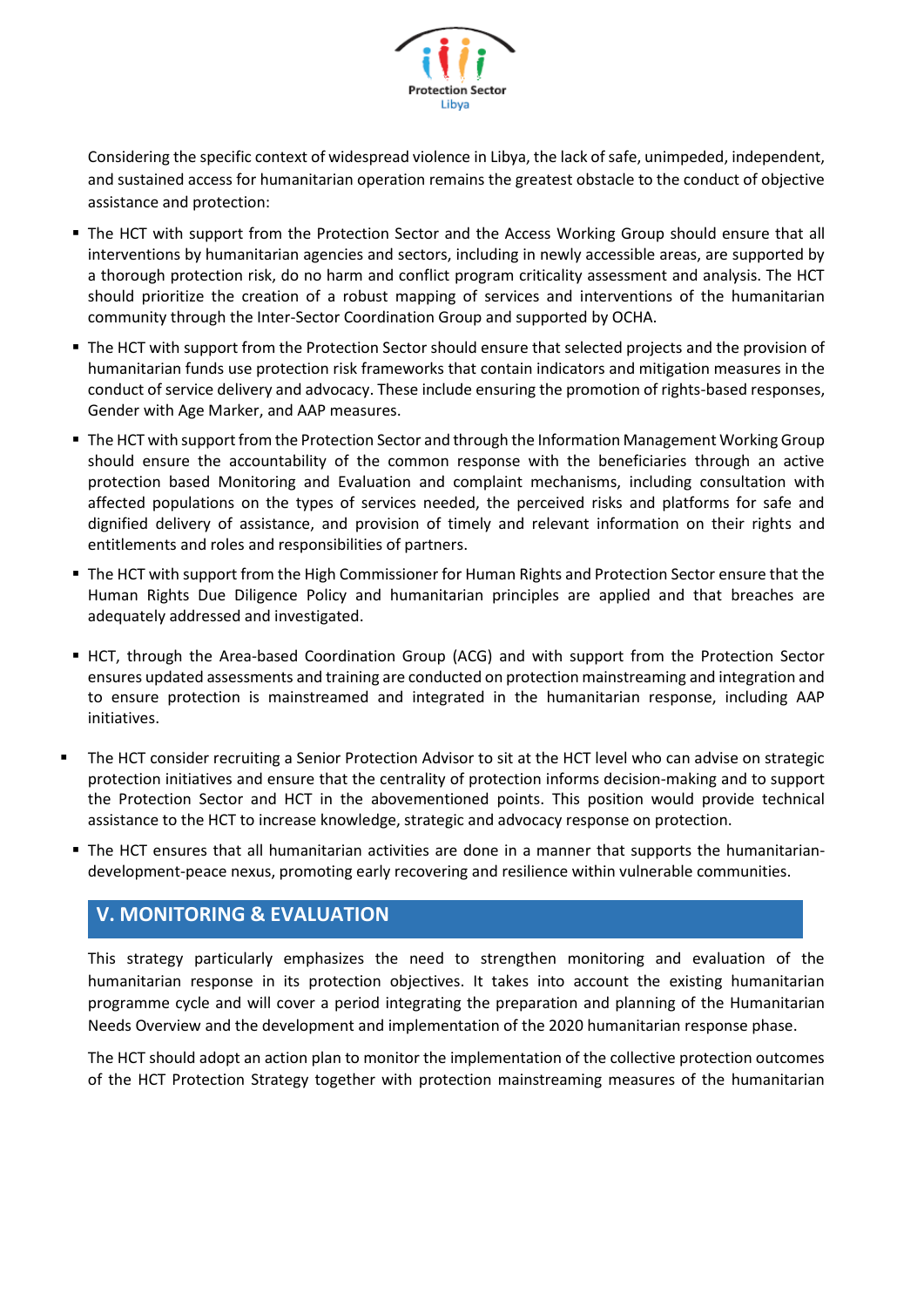Considering the specific context of widespread violence in Libya, the lack of safe, unimpeded, independent, and sustained access for humanitarian operation remains the greatest obstacle to the conduct of objective assistance and protection:

- The HCT with support from the Protection Sector and the Access Working Group should ensure that all interventions by humanitarian agencies and sectors, including in newly accessible areas, are supported by a thorough protection risk, do no harm and conflict program criticality assessment and analysis. The HCT should prioritize the creation of a robust mapping of services and interventions of the humanitarian community through the Inter-Sector Coordination Group and supported by OCHA.
- The HCT with support from the Protection Sector should ensure that selected projects and the provision of humanitarian funds use protection risk frameworks that contain indicators and mitigation measures in the conduct of service delivery and advocacy. These include ensuring the promotion of rights-based responses, Gender with Age Marker, and AAP measures.
- The HCT with support from the Protection Sector and through the Information Management Working Group should ensure the accountability of the common response with the beneficiaries through an active protection based Monitoring and Evaluation and complaint mechanisms, including consultation with affected populations on the types of services needed, the perceived risks and platforms for safe and dignified delivery of assistance, and provision of timely and relevant information on their rights and entitlements and roles and responsibilities of partners.
- The HCT with support from the High Commissioner for Human Rights and Protection Sector ensure that the Human Rights Due Diligence Policy and humanitarian principles are applied and that breaches are adequately addressed and investigated.
- HCT, through the Area-based Coordination Group (ACG) and with support from the Protection Sector ensures updated assessments and training are conducted on protection mainstreaming and integration and to ensure protection is mainstreamed and integrated in the humanitarian response, including AAP initiatives.
- The HCT consider recruiting a Senior Protection Advisor to sit at the HCT level who can advise on strategic protection initiatives and ensure that the centrality of protection informs decision-making and to support the Protection Sector and HCT in the abovementioned points. This position would provide technical assistance to the HCT to increase knowledge, strategic and advocacy response on protection.
- The HCT ensures that all humanitarian activities are done in a manner that supports the humanitarian-development-peace nexus, promoting early recovering and resilience within vulnerable communities.

## V. MONITORING & EVALUATION

This strategy particularly emphasizes the need to strengthen monitoring and evaluation of the humanitarian response in its protection objectives. It takes into account the existing humanitarian programme cycle and will cover a period integrating the preparation and planning of the Humanitarian Needs Overview and the development and implementation of the 2020 humanitarian response phase.

The HCT should adopt an action plan to monitor the implementation of the collective protection outcomes of the HCT Protection Strategy together with protection mainstreaming measures of the humanitarian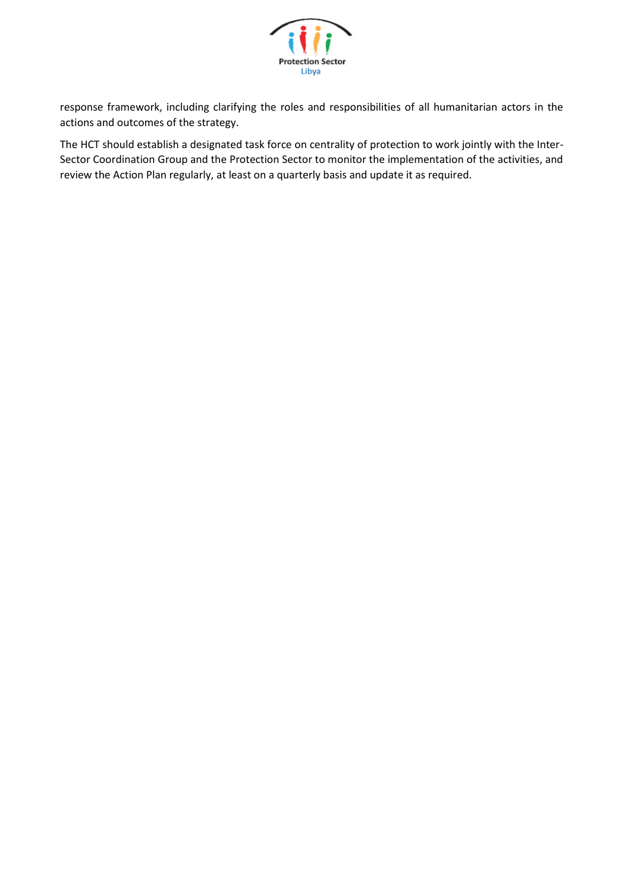response framework, including clarifying the roles and responsibilities of all humanitarian actors in the actions and outcomes of the strategy.

The HCT should establish a designated task force on centrality of protection to work jointly with the Inter-Sector Coordination Group and the Protection Sector to monitor the implementation of the activities, and review the Action Plan regularly, at least on a quarterly basis and update it as required.